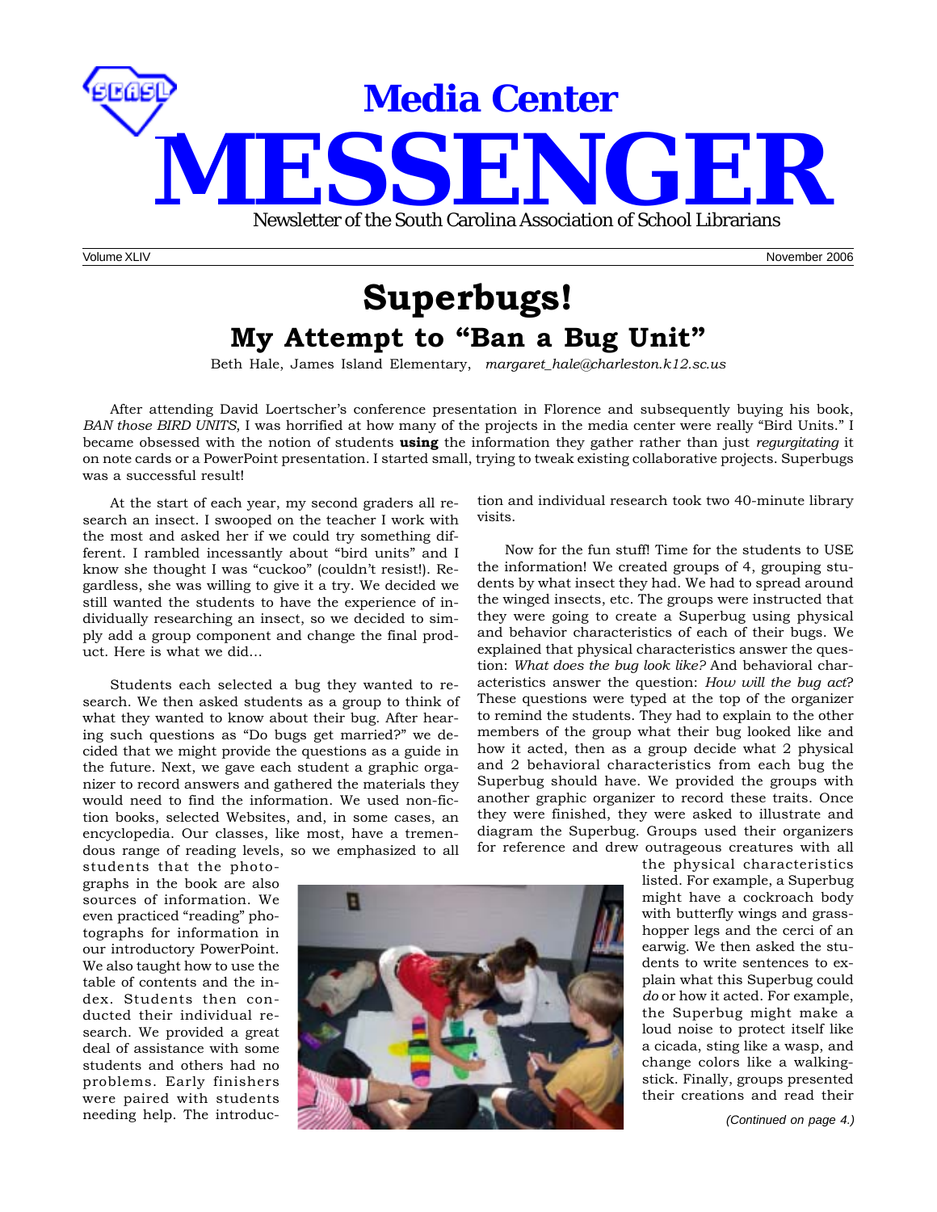# Media Center MESSENGER

Newsletter of the South Carolina Association of School Librarians

Volume XLIV November 2006

# Superbugs!

## My Attempt to "Ban a Bug Unit"

Beth Hale, James Island Elementary, *margaret_hale@charleston.k12.sc.us*

After attending David Loertscher's conference presentation in Florence and subsequently buying his book, *BAN those BIRD UNITS*, I was horrified at how many of the projects in the media center were really "Bird Units." I became obsessed with the notion of students **using** the information they gather rather than just *regurgitating* it on note cards or a PowerPoint presentation. I started small, trying to tweak existing collaborative projects. Superbugs was a successful result!

At the start of each year, my second graders all research an insect. I swooped on the teacher I work with the most and asked her if we could try something different. I rambled incessantly about "bird units" and I know she thought I was "cuckoo" (couldn't resist!). Regardless, she was willing to give it a try. We decided we still wanted the students to have the experience of individually researching an insect, so we decided to simply add a group component and change the final product. Here is what we did…

Students each selected a bug they wanted to research. We then asked students as a group to think of what they wanted to know about their bug. After hearing such questions as "Do bugs get married?" we decided that we might provide the questions as a guide in the future. Next, we gave each student a graphic organizer to record answers and gathered the materials they would need to find the information. We used non-fiction books, selected Websites, and, in some cases, an encyclopedia. Our classes, like most, have a tremendous range of reading levels, so we emphasized to all students that the photographs in the book are also sources of information. We even practiced "reading" photographs for information in our introductory PowerPoint. We also taught how to use the table of contents and the index. Students then conducted their individual research. We provided a great deal of assistance with some students and others had no problems. Early finishers were paired with students needing help. The introduction and individual research took two 40-minute library visits.

Now for the fun stuff! Time for the students to USE the information! We created groups of 4, grouping students by what insect they had. We had to spread around the winged insects, etc. The groups were instructed that they were going to create a Superbug using physical and behavior characteristics of each of their bugs. We explained that physical characteristics answer the question: *What does the bug look like?* And behavioral characteristics answer the question: *How will the bug act?* These questions were typed at the top of the organizer to remind the students. They had to explain to the other members of the group what their bug looked like and how it acted, then as a group decide what 2 physical and 2 behavioral characteristics from each bug the Superbug should have. We provided the groups with another graphic organizer to record these traits. Once they were finished, they were asked to illustrate and diagram the Superbug. Groups used their organizers for reference and drew outrageous creatures with all the physical characteristics listed. For example, a Superbug might have a cockroach body with butterfly wings and grasshopper legs and the cerci of an earwig. We then asked the students to write sentences to explain what this Superbug could *do* or how it acted. For example, the Superbug might make a loud noise to protect itself like a cicada, sting like a wasp, and change colors like a walkingstick. Finally, groups presented their creations and read their

*(Continued on page 4.)*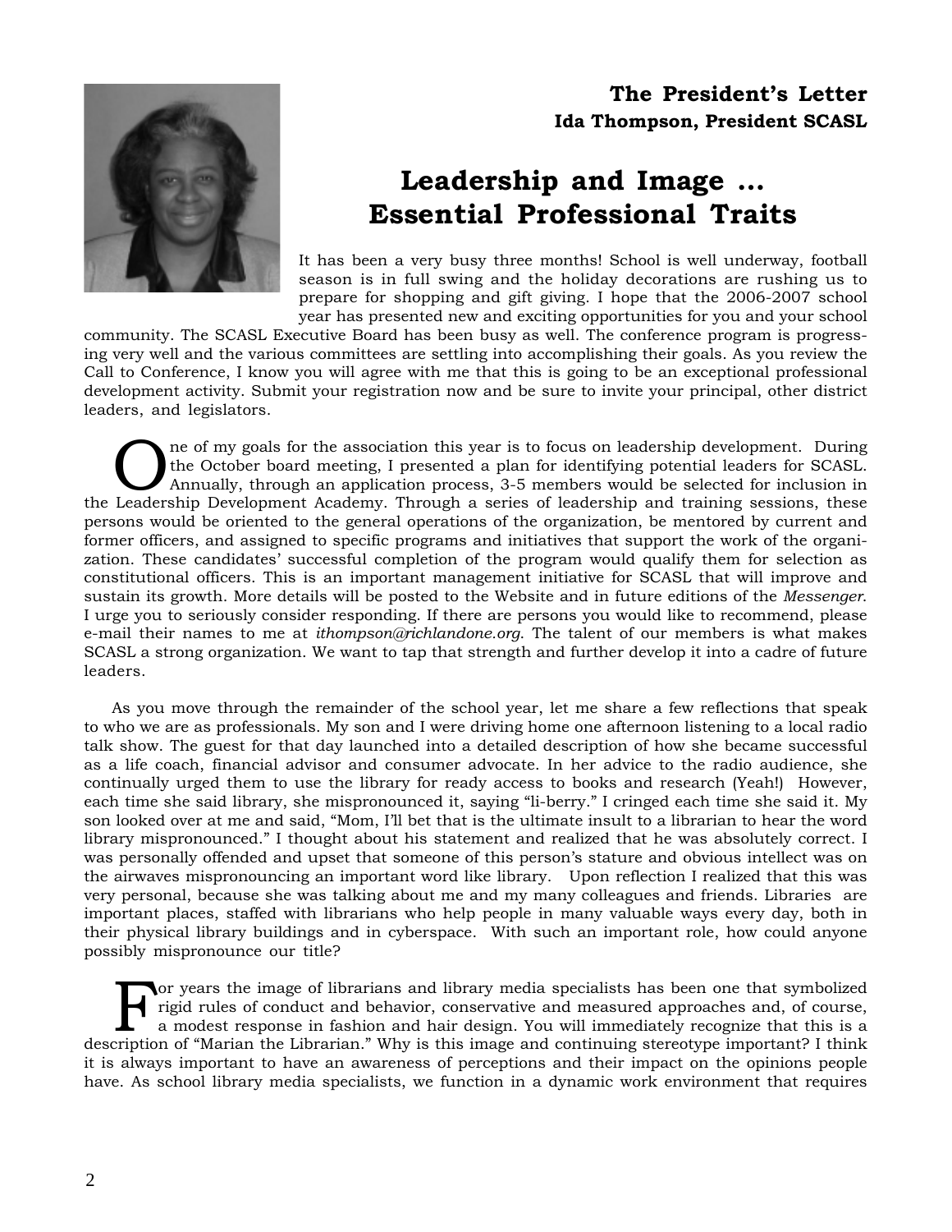**The President's Letter**
**Ida Thompson, President SCASL**

# Leadership and Image ... Essential Professional Traits

It has been a very busy three months! School is well underway, football season is in full swing and the holiday decorations are rushing us to prepare for shopping and gift giving. I hope that the 2006-2007 school year has presented new and exciting opportunities for you and your school community. The SCASL Executive Board has been busy as well. The conference program is progressing very well and the various committees are settling into accomplishing their goals. As you review the Call to Conference, I know you will agree with me that this is going to be an exceptional professional development activity. Submit your registration now and be sure to invite your principal, other district leaders, and legislators.

One of my goals for the association this year is to focus on leadership development. During the October board meeting, I presented a plan for identifying potential leaders for SCASL. Annually, through an application process, 3-5 members would be selected for inclusion in the Leadership Development Academy. Through a series of leadership and training sessions, these persons would be oriented to the general operations of the organization, be mentored by current and former officers, and assigned to specific programs and initiatives that support the work of the organization. These candidates' successful completion of the program would qualify them for selection as constitutional officers. This is an important management initiative for SCASL that will improve and sustain its growth. More details will be posted to the Website and in future editions of the *Messenger*. I urge you to seriously consider responding. If there are persons you would like to recommend, please e-mail their names to me at *ithompson@richlandone.org*. The talent of our members is what makes SCASL a strong organization. We want to tap that strength and further develop it into a cadre of future leaders.

As you move through the remainder of the school year, let me share a few reflections that speak to who we are as professionals. My son and I were driving home one afternoon listening to a local radio talk show. The guest for that day launched into a detailed description of how she became successful as a life coach, financial advisor and consumer advocate. In her advice to the radio audience, she continually urged them to use the library for ready access to books and research (Yeah!) However, each time she said library, she mispronounced it, saying "li-berry." I cringed each time she said it. My son looked over at me and said, "Mom, I'll bet that is the ultimate insult to a librarian to hear the word library mispronounced." I thought about his statement and realized that he was absolutely correct. I was personally offended and upset that someone of this person's stature and obvious intellect was on the airwaves mispronouncing an important word like library. Upon reflection I realized that this was very personal, because she was talking about me and my many colleagues and friends. Libraries are important places, staffed with librarians who help people in many valuable ways every day, both in their physical library buildings and in cyberspace. With such an important role, how could anyone possibly mispronounce our title?

For years the image of librarians and library media specialists has been one that symbolized rigid rules of conduct and behavior, conservative and measured approaches and, of course, a modest response in fashion and hair design. You will immediately recognize that this is a description of "Marian the Librarian." Why is this image and continuing stereotype important? I think it is always important to have an awareness of perceptions and their impact on the opinions people have. As school library media specialists, we function in a dynamic work environment that requires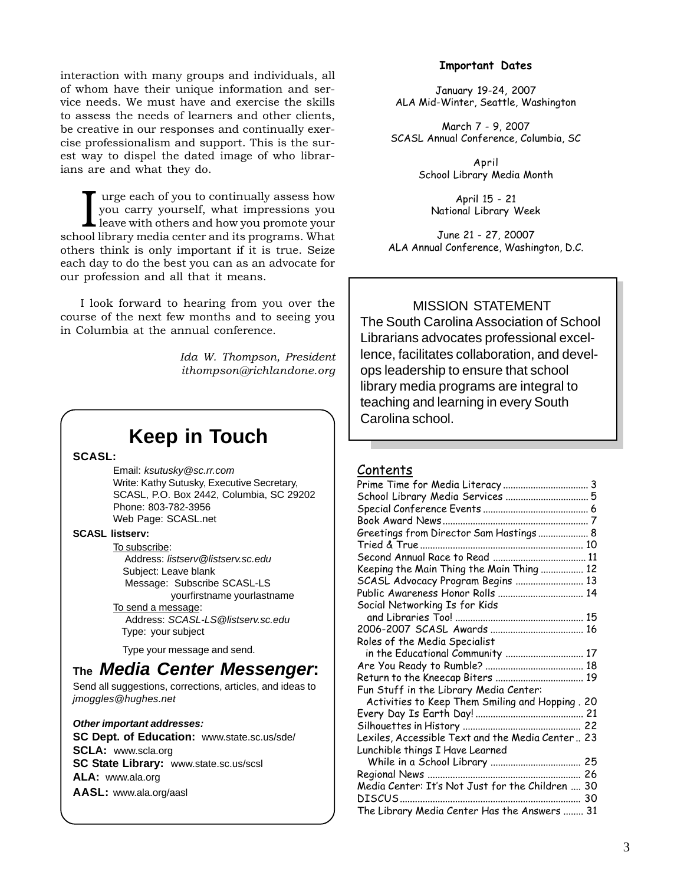interaction with many groups and individuals, all of whom have their unique information and service needs. We must have and exercise the skills to assess the needs of learners and other clients, be creative in our responses and continually exercise professionalism and support. This is the surest way to dispel the dated image of who librarians are and what they do.

I urge each of you to continually assess how you carry yourself, what impressions you leave with others and how you promote your school library media center and its programs. What others think is only important if it is true. Seize each day to do the best you can as an advocate for our profession and all that it means.

I look forward to hearing from you over the course of the next few months and to seeing you in Columbia at the annual conference.

*Ida W. Thompson, President*
*ithompson@richlandone.org*

## Keep in Touch

**SCASL:**

Email: *ksutusky@sc.rr.com*
Write: Kathy Sutusky, Executive Secretary, SCASL, P.O. Box 2442, Columbia, SC 29202
Phone: 803-782-3956
Web Page: SCASL.net

**SCASL listserv:**

To subscribe:
Address: *listserv@listserv.sc.edu*
Subject: Leave blank
Message: Subscribe SCASL-LS yourfirstname yourlastname

To send a message:
Address: *SCASL-LS@listserv.sc.edu*
Type: your subject

Type your message and send.

### The *Media Center Messenger*:

Send all suggestions, corrections, articles, and ideas to *jmoggles@hughes.net*

***Other important addresses:***

**SC Dept. of Education:** www.state.sc.us/sde/
**SCLA:** www.scla.org
**SC State Library:** www.state.sc.us/scsl
**ALA:** www.ala.org
**AASL:** www.ala.org/aasl

**Important Dates**

January 19-24, 2007
ALA Mid-Winter, Seattle, Washington

March 7 - 9, 2007
SCASL Annual Conference, Columbia, SC

April
School Library Media Month

April 15 - 21
National Library Week

June 21 - 27, 20007
ALA Annual Conference, Washington, D.C.

MISSION STATEMENT

The South Carolina Association of School Librarians advocates professional excellence, facilitates collaboration, and develops leadership to ensure that school library media programs are integral to teaching and learning in every South Carolina school.

## Contents

| | |
|---|---|
| Prime Time for Media Literacy | 3 |
| School Library Media Services | 5 |
| Special Conference Events | 6 |
| Book Award News | 7 |
| Greetings from Director Sam Hastings | 8 |
| Tried & True | 10 |
| Second Annual Race to Read | 11 |
| Keeping the Main Thing the Main Thing | 12 |
| SCASL Advocacy Program Begins | 13 |
| Public Awareness Honor Rolls | 14 |
| Social Networking Is for Kids and Libraries Too! | 15 |
| 2006-2007 SCASL Awards | 16 |
| Roles of the Media Specialist in the Educational Community | 17 |
| Are You Ready to Rumble? | 18 |
| Return to the Kneecap Biters | 19 |
| Fun Stuff in the Library Media Center: Activities to Keep Them Smiling and Hopping | 20 |
| Every Day Is Earth Day! | 21 |
| Silhouettes in History | 22 |
| Lexiles, Accessible Text and the Media Center | 23 |
| Lunchible things I Have Learned While in a School Library | 25 |
| Regional News | 26 |
| Media Center: It's Not Just for the Children | 30 |
| DISCUS | 30 |
| The Library Media Center Has the Answers | 31 |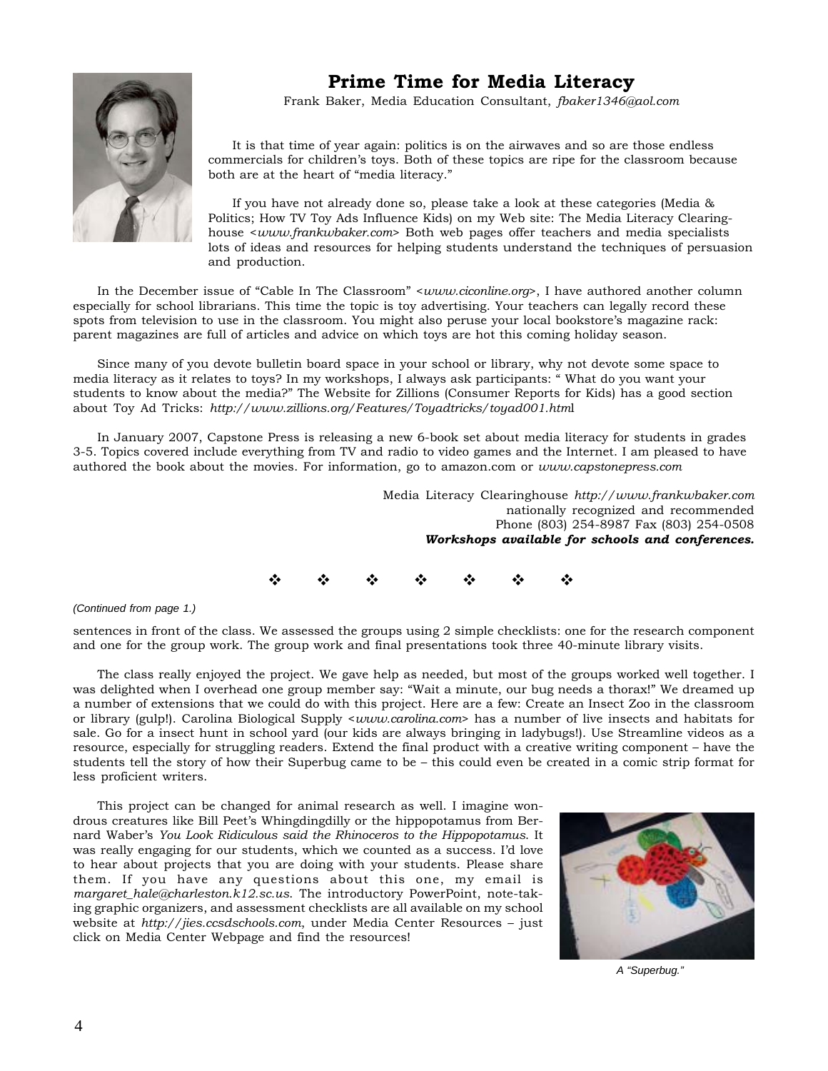## Prime Time for Media Literacy

Frank Baker, Media Education Consultant, *fbaker1346@aol.com*

It is that time of year again: politics is on the airwaves and so are those endless commercials for children's toys. Both of these topics are ripe for the classroom because both are at the heart of "media literacy."

If you have not already done so, please take a look at these categories (Media & Politics; How TV Toy Ads Influence Kids) on my Web site: The Media Literacy Clearinghouse <*www.frankwbaker.com*> Both web pages offer teachers and media specialists lots of ideas and resources for helping students understand the techniques of persuasion and production.

In the December issue of "Cable In The Classroom" <*www.ciconline.org*>, I have authored another column especially for school librarians. This time the topic is toy advertising. Your teachers can legally record these spots from television to use in the classroom. You might also peruse your local bookstore's magazine rack: parent magazines are full of articles and advice on which toys are hot this coming holiday season.

Since many of you devote bulletin board space in your school or library, why not devote some space to media literacy as it relates to toys? In my workshops, I always ask participants: " What do you want your students to know about the media?" The Website for Zillions (Consumer Reports for Kids) has a good section about Toy Ad Tricks: *http://www.zillions.org/Features/Toyadtricks/toyad001.html*

In January 2007, Capstone Press is releasing a new 6-book set about media literacy for students in grades 3-5. Topics covered include everything from TV and radio to video games and the Internet. I am pleased to have authored the book about the movies. For information, go to amazon.com or *www.capstonepress.com*

Media Literacy Clearinghouse *http://www.frankwbaker.com*
nationally recognized and recommended
Phone (803) 254-8987 Fax (803) 254-0508
***Workshops available for schools and conferences.***

❖ ❖ ❖ ❖ ❖ ❖ ❖

*(Continued from page 1.)*

sentences in front of the class. We assessed the groups using 2 simple checklists: one for the research component and one for the group work. The group work and final presentations took three 40-minute library visits.

The class really enjoyed the project. We gave help as needed, but most of the groups worked well together. I was delighted when I overhead one group member say: "Wait a minute, our bug needs a thorax!" We dreamed up a number of extensions that we could do with this project. Here are a few: Create an Insect Zoo in the classroom or library (gulp!). Carolina Biological Supply <*www.carolina.com*> has a number of live insects and habitats for sale. Go for a insect hunt in school yard (our kids are always bringing in ladybugs!). Use Streamline videos as a resource, especially for struggling readers. Extend the final product with a creative writing component – have the students tell the story of how their Superbug came to be – this could even be created in a comic strip format for less proficient writers.

This project can be changed for animal research as well. I imagine wondrous creatures like Bill Peet's Whingdingdilly or the hippopotamus from Bernard Waber's *You Look Ridiculous said the Rhinoceros to the Hippopotamus*. It was really engaging for our students, which we counted as a success. I'd love to hear about projects that you are doing with your students. Please share them. If you have any questions about this one, my email is *margaret_hale@charleston.k12.sc.us*. The introductory PowerPoint, note-taking graphic organizers, and assessment checklists are all available on my school website at *http://jies.ccsdschools.com*, under Media Center Resources – just click on Media Center Webpage and find the resources!

*A "Superbug."*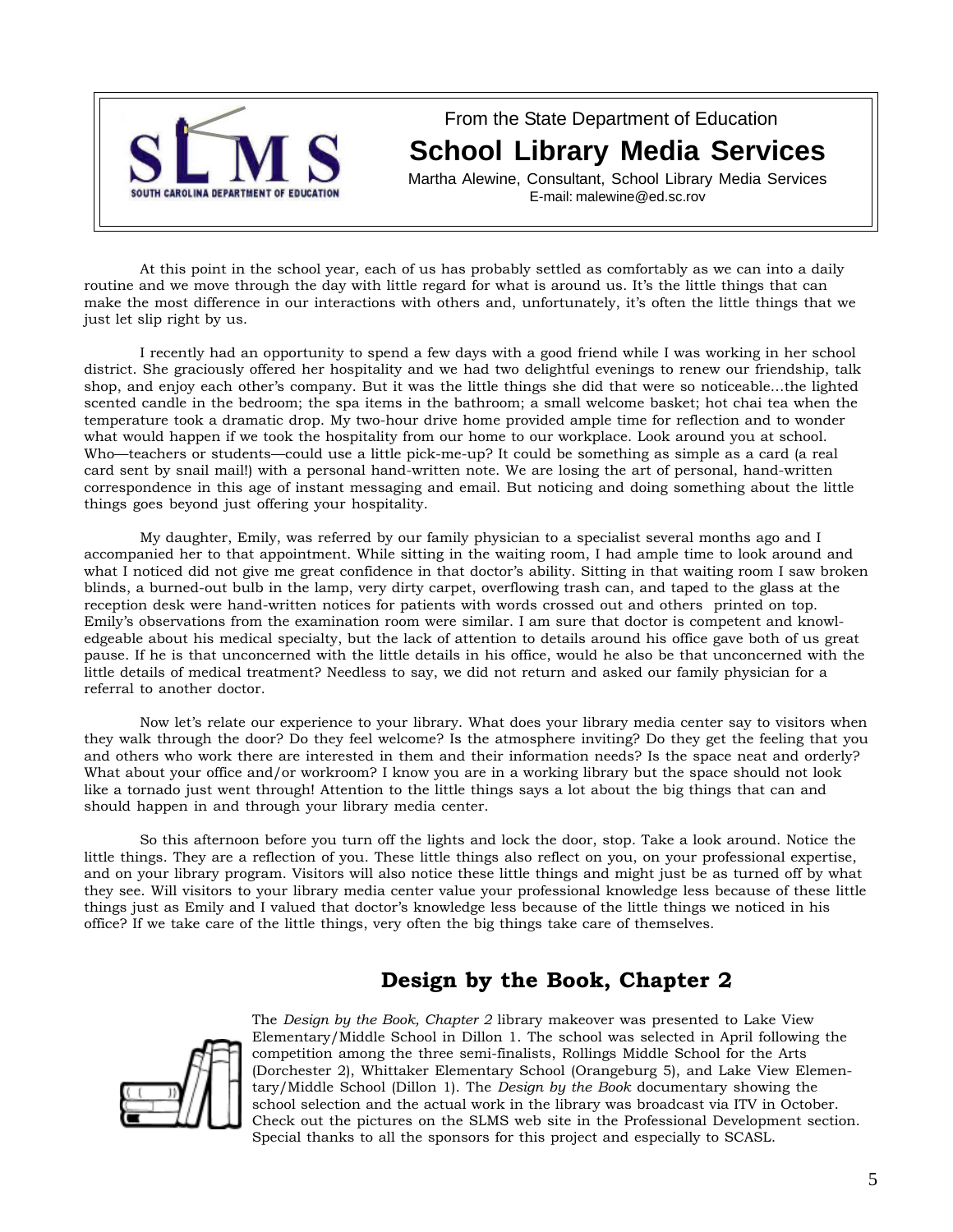From the State Department of Education

# School Library Media Services

Martha Alewine, Consultant, School Library Media Services
E-mail: malewine@ed.sc.rov

At this point in the school year, each of us has probably settled as comfortably as we can into a daily routine and we move through the day with little regard for what is around us. It's the little things that can make the most difference in our interactions with others and, unfortunately, it's often the little things that we just let slip right by us.

I recently had an opportunity to spend a few days with a good friend while I was working in her school district. She graciously offered her hospitality and we had two delightful evenings to renew our friendship, talk shop, and enjoy each other's company. But it was the little things she did that were so noticeable…the lighted scented candle in the bedroom; the spa items in the bathroom; a small welcome basket; hot chai tea when the temperature took a dramatic drop. My two-hour drive home provided ample time for reflection and to wonder what would happen if we took the hospitality from our home to our workplace. Look around you at school. Who—teachers or students—could use a little pick-me-up? It could be something as simple as a card (a real card sent by snail mail!) with a personal hand-written note. We are losing the art of personal, hand-written correspondence in this age of instant messaging and email. But noticing and doing something about the little things goes beyond just offering your hospitality.

My daughter, Emily, was referred by our family physician to a specialist several months ago and I accompanied her to that appointment. While sitting in the waiting room, I had ample time to look around and what I noticed did not give me great confidence in that doctor's ability. Sitting in that waiting room I saw broken blinds, a burned-out bulb in the lamp, very dirty carpet, overflowing trash can, and taped to the glass at the reception desk were hand-written notices for patients with words crossed out and others printed on top. Emily's observations from the examination room were similar. I am sure that doctor is competent and knowledgeable about his medical specialty, but the lack of attention to details around his office gave both of us great pause. If he is that unconcerned with the little details in his office, would he also be that unconcerned with the little details of medical treatment? Needless to say, we did not return and asked our family physician for a referral to another doctor.

Now let's relate our experience to your library. What does your library media center say to visitors when they walk through the door? Do they feel welcome? Is the atmosphere inviting? Do they get the feeling that you and others who work there are interested in them and their information needs? Is the space neat and orderly? What about your office and/or workroom? I know you are in a working library but the space should not look like a tornado just went through! Attention to the little things says a lot about the big things that can and should happen in and through your library media center.

So this afternoon before you turn off the lights and lock the door, stop. Take a look around. Notice the little things. They are a reflection of you. These little things also reflect on you, on your professional expertise, and on your library program. Visitors will also notice these little things and might just be as turned off by what they see. Will visitors to your library media center value your professional knowledge less because of these little things just as Emily and I valued that doctor's knowledge less because of the little things we noticed in his office? If we take care of the little things, very often the big things take care of themselves.

## Design by the Book, Chapter 2

The *Design by the Book, Chapter 2* library makeover was presented to Lake View Elementary/Middle School in Dillon 1. The school was selected in April following the competition among the three semi-finalists, Rollings Middle School for the Arts (Dorchester 2), Whittaker Elementary School (Orangeburg 5), and Lake View Elementary/Middle School (Dillon 1). The *Design by the Book* documentary showing the school selection and the actual work in the library was broadcast via ITV in October. Check out the pictures on the SLMS web site in the Professional Development section. Special thanks to all the sponsors for this project and especially to SCASL.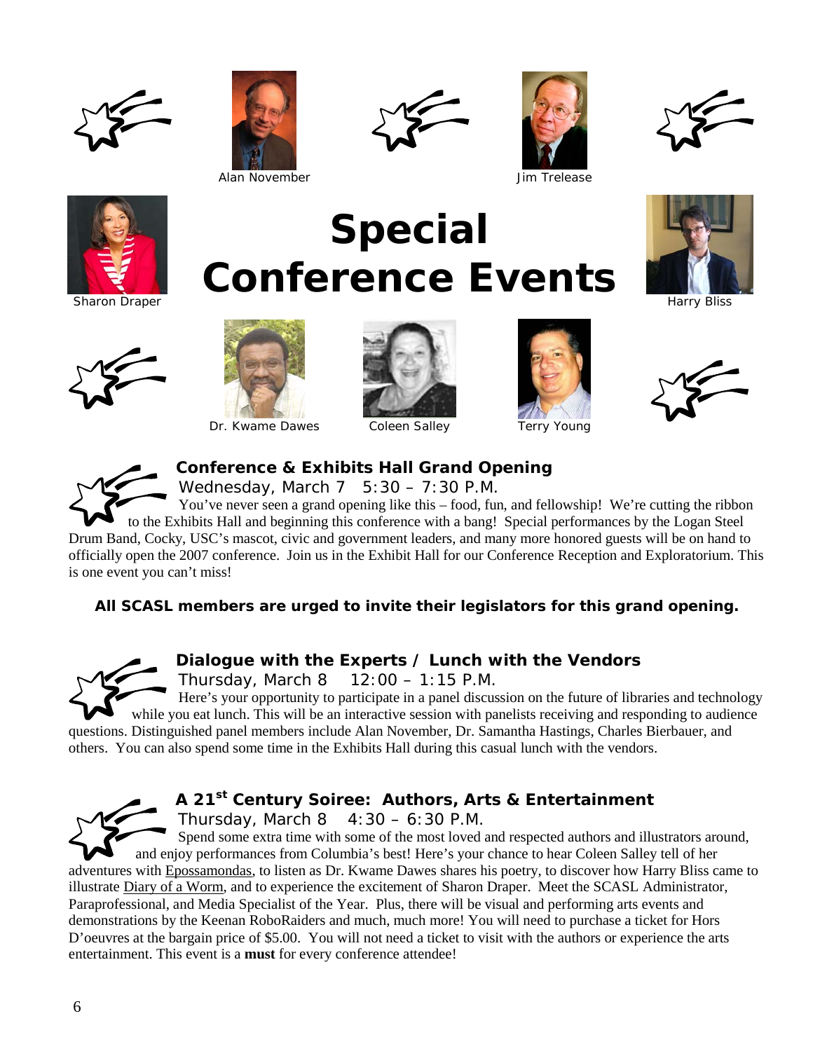Alan November

Jim Trelease

Sharon Draper

# Special Conference Events

Harry Bliss

Dr. Kwame Dawes

Coleen Salley

Terry Young

## Conference & Exhibits Hall Grand Opening

Wednesday, March 7 5:30 – 7:30 P.M.

You've never seen a grand opening like this – food, fun, and fellowship! We're cutting the ribbon to the Exhibits Hall and beginning this conference with a bang! Special performances by the Logan Steel Drum Band, Cocky, USC's mascot, civic and government leaders, and many more honored guests will be on hand to officially open the 2007 conference. Join us in the Exhibit Hall for our Conference Reception and Exploratorium. This is one event you can't miss!

**All SCASL members are urged to invite their legislators for this grand opening.**

## Dialogue with the Experts / Lunch with the Vendors

Thursday, March 8 12:00 – 1:15 P.M.

Here's your opportunity to participate in a panel discussion on the future of libraries and technology while you eat lunch. This will be an interactive session with panelists receiving and responding to audience questions. Distinguished panel members include Alan November, Dr. Samantha Hastings, Charles Bierbauer, and others. You can also spend some time in the Exhibits Hall during this casual lunch with the vendors.

## A 21st Century Soiree: Authors, Arts & Entertainment

Thursday, March 8 4:30 – 6:30 P.M.

Spend some extra time with some of the most loved and respected authors and illustrators around, and enjoy performances from Columbia's best! Here's your chance to hear Coleen Salley tell of her adventures with Epossamondas, to listen as Dr. Kwame Dawes shares his poetry, to discover how Harry Bliss came to illustrate Diary of a Worm, and to experience the excitement of Sharon Draper. Meet the SCASL Administrator, Paraprofessional, and Media Specialist of the Year. Plus, there will be visual and performing arts events and demonstrations by the Keenan RoboRaiders and much, much more! You will need to purchase a ticket for Hors D'oeuvres at the bargain price of $5.00. You will not need a ticket to visit with the authors or experience the arts entertainment. This event is a **must** for every conference attendee!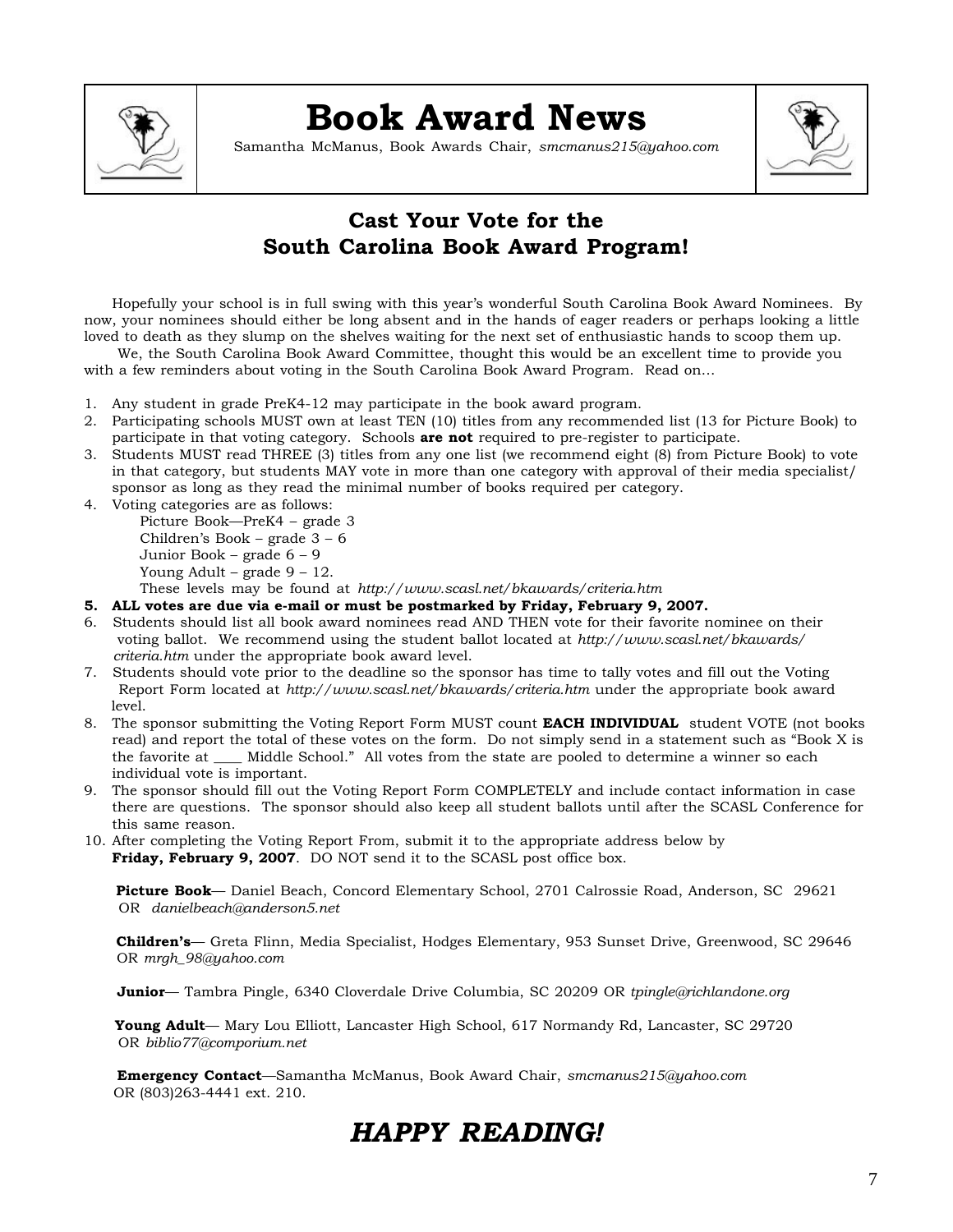# Book Award News

Samantha McManus, Book Awards Chair, *smcmanus215@yahoo.com*

## Cast Your Vote for the South Carolina Book Award Program!

Hopefully your school is in full swing with this year's wonderful South Carolina Book Award Nominees. By now, your nominees should either be long absent and in the hands of eager readers or perhaps looking a little loved to death as they slump on the shelves waiting for the next set of enthusiastic hands to scoop them up.

We, the South Carolina Book Award Committee, thought this would be an excellent time to provide you with a few reminders about voting in the South Carolina Book Award Program. Read on…

1. Any student in grade PreK4-12 may participate in the book award program.
2. Participating schools MUST own at least TEN (10) titles from any recommended list (13 for Picture Book) to participate in that voting category. Schools **are not** required to pre-register to participate.
3. Students MUST read THREE (3) titles from any one list (we recommend eight (8) from Picture Book) to vote in that category, but students MAY vote in more than one category with approval of their media specialist/ sponsor as long as they read the minimal number of books required per category.
4. Voting categories are as follows:
   - Picture Book—PreK4 – grade 3
   - Children's Book – grade 3 – 6
   - Junior Book – grade 6 – 9
   - Young Adult – grade 9 – 12.

   These levels may be found at *http://www.scasl.net/bkawards/criteria.htm*
5. **ALL votes are due via e-mail or must be postmarked by Friday, February 9, 2007.**
6. Students should list all book award nominees read AND THEN vote for their favorite nominee on their voting ballot. We recommend using the student ballot located at *http://www.scasl.net/bkawards/criteria.htm* under the appropriate book award level.
7. Students should vote prior to the deadline so the sponsor has time to tally votes and fill out the Voting Report Form located at *http://www.scasl.net/bkawards/criteria.htm* under the appropriate book award level.
8. The sponsor submitting the Voting Report Form MUST count **EACH INDIVIDUAL** student VOTE (not books read) and report the total of these votes on the form. Do not simply send in a statement such as "Book X is the favorite at ____ Middle School." All votes from the state are pooled to determine a winner so each individual vote is important.
9. The sponsor should fill out the Voting Report Form COMPLETELY and include contact information in case there are questions. The sponsor should also keep all student ballots until after the SCASL Conference for this same reason.
10. After completing the Voting Report From, submit it to the appropriate address below by **Friday, February 9, 2007**. DO NOT send it to the SCASL post office box.

**Picture Book**— Daniel Beach, Concord Elementary School, 2701 Calrossie Road, Anderson, SC 29621 OR *danielbeach@anderson5.net*

**Children's**— Greta Flinn, Media Specialist, Hodges Elementary, 953 Sunset Drive, Greenwood, SC 29646 OR *mrgh_98@yahoo.com*

**Junior**— Tambra Pingle, 6340 Cloverdale Drive Columbia, SC 20209 OR *tpingle@richlandone.org*

**Young Adult**— Mary Lou Elliott, Lancaster High School, 617 Normandy Rd, Lancaster, SC 29720 OR *biblio77@comporium.net*

**Emergency Contact**—Samantha McManus, Book Award Chair, *smcmanus215@yahoo.com* OR (803)263-4441 ext. 210.

## *HAPPY READING!*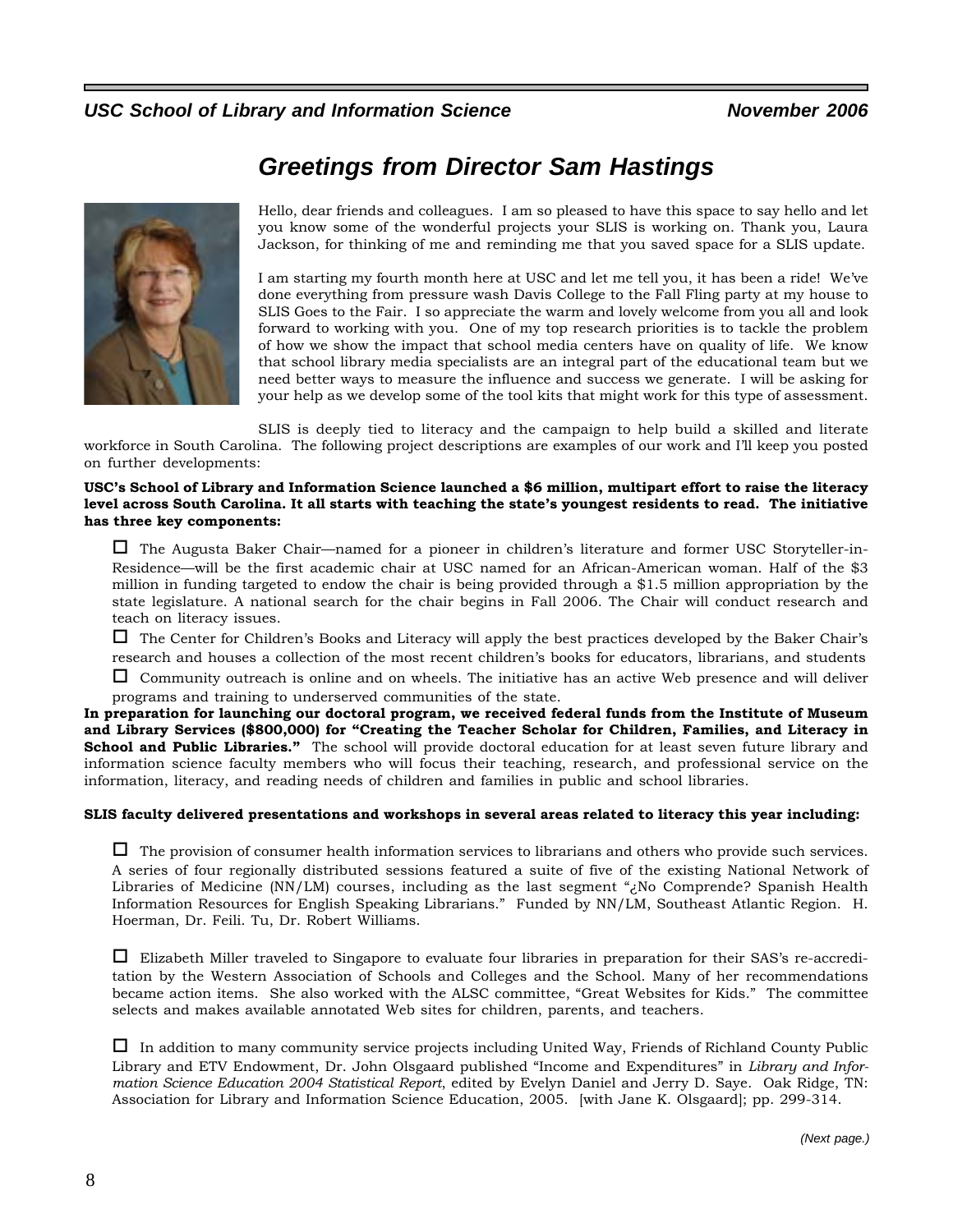# Greetings from Director Sam Hastings

Hello, dear friends and colleagues. I am so pleased to have this space to say hello and let you know some of the wonderful projects your SLIS is working on. Thank you, Laura Jackson, for thinking of me and reminding me that you saved space for a SLIS update.

I am starting my fourth month here at USC and let me tell you, it has been a ride! We've done everything from pressure wash Davis College to the Fall Fling party at my house to SLIS Goes to the Fair. I so appreciate the warm and lovely welcome from you all and look forward to working with you. One of my top research priorities is to tackle the problem of how we show the impact that school media centers have on quality of life. We know that school library media specialists are an integral part of the educational team but we need better ways to measure the influence and success we generate. I will be asking for your help as we develop some of the tool kits that might work for this type of assessment.

SLIS is deeply tied to literacy and the campaign to help build a skilled and literate workforce in South Carolina. The following project descriptions are examples of our work and I'll keep you posted on further developments:

**USC's School of Library and Information Science launched a $6 million, multipart effort to raise the literacy level across South Carolina. It all starts with teaching the state's youngest residents to read. The initiative has three key components:**

- The Augusta Baker Chair—named for a pioneer in children's literature and former USC Storyteller-in-Residence—will be the first academic chair at USC named for an African-American woman. Half of the $3 million in funding targeted to endow the chair is being provided through a $1.5 million appropriation by the state legislature. A national search for the chair begins in Fall 2006. The Chair will conduct research and teach on literacy issues.
- The Center for Children's Books and Literacy will apply the best practices developed by the Baker Chair's research and houses a collection of the most recent children's books for educators, librarians, and students
- Community outreach is online and on wheels. The initiative has an active Web presence and will deliver programs and training to underserved communities of the state.

**In preparation for launching our doctoral program, we received federal funds from the Institute of Museum and Library Services ($800,000) for "Creating the Teacher Scholar for Children, Families, and Literacy in School and Public Libraries."** The school will provide doctoral education for at least seven future library and information science faculty members who will focus their teaching, research, and professional service on the information, literacy, and reading needs of children and families in public and school libraries.

**SLIS faculty delivered presentations and workshops in several areas related to literacy this year including:**

- The provision of consumer health information services to librarians and others who provide such services. A series of four regionally distributed sessions featured a suite of five of the existing National Network of Libraries of Medicine (NN/LM) courses, including as the last segment "¿No Comprende? Spanish Health Information Resources for English Speaking Librarians." Funded by NN/LM, Southeast Atlantic Region. H. Hoerman, Dr. Feili. Tu, Dr. Robert Williams.

- Elizabeth Miller traveled to Singapore to evaluate four libraries in preparation for their SAS's re-accreditation by the Western Association of Schools and Colleges and the School. Many of her recommendations became action items. She also worked with the ALSC committee, "Great Websites for Kids." The committee selects and makes available annotated Web sites for children, parents, and teachers.

- In addition to many community service projects including United Way, Friends of Richland County Public Library and ETV Endowment, Dr. John Olsgaard published "Income and Expenditures" in *Library and Information Science Education 2004 Statistical Report*, edited by Evelyn Daniel and Jerry D. Saye. Oak Ridge, TN: Association for Library and Information Science Education, 2005. [with Jane K. Olsgaard]; pp. 299-314.

*(Next page.)*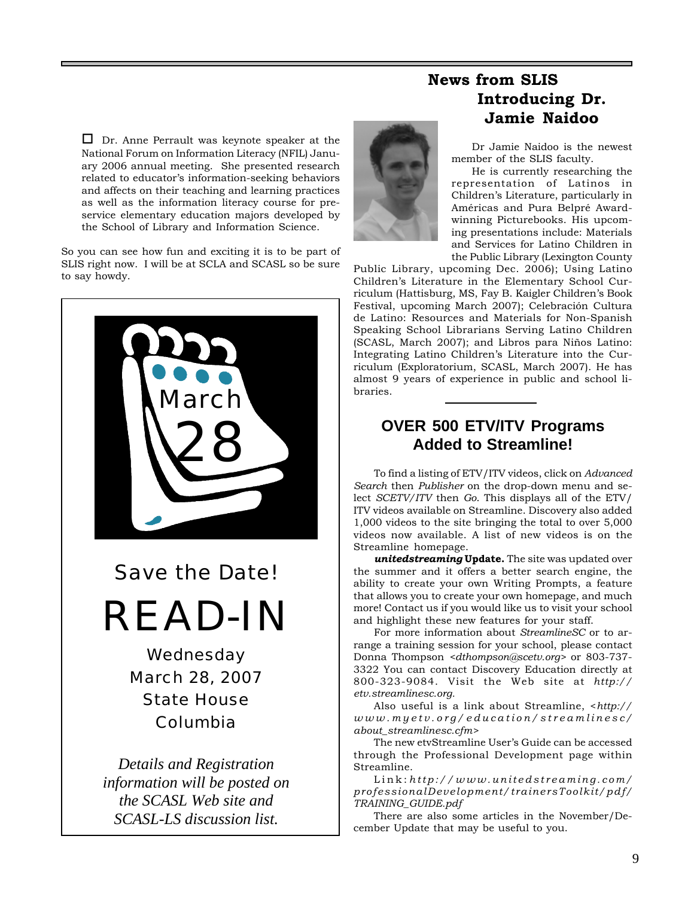☐ Dr. Anne Perrault was keynote speaker at the National Forum on Information Literacy (NFIL) January 2006 annual meeting. She presented research related to educator's information-seeking behaviors and affects on their teaching and learning practices as well as the information literacy course for pre-service elementary education majors developed by the School of Library and Information Science.

So you can see how fun and exciting it is to be part of SLIS right now. I will be at SCLA and SCASL so be sure to say howdy.

March 28

Save the Date!

# READ-IN

Wednesday
March 28, 2007
State House
Columbia

*Details and Registration information will be posted on the SCASL Web site and SCASL-LS discussion list.*

## News from SLIS
## Introducing Dr. Jamie Naidoo

Dr Jamie Naidoo is the newest member of the SLIS faculty.

He is currently researching the representation of Latinos in Children's Literature, particularly in Américas and Pura Belpré Award-winning Picturebooks. His upcoming presentations include: Materials and Services for Latino Children in the Public Library (Lexington County Public Library, upcoming Dec. 2006); Using Latino Children's Literature in the Elementary School Curriculum (Hattisburg, MS, Fay B. Kaigler Children's Book Festival, upcoming March 2007); Celebración Cultura de Latino: Resources and Materials for Non-Spanish Speaking School Librarians Serving Latino Children (SCASL, March 2007); and Libros para Niños Latino: Integrating Latino Children's Literature into the Curriculum (Exploratorium, SCASL, March 2007). He has almost 9 years of experience in public and school libraries.

## OVER 500 ETV/ITV Programs Added to Streamline!

To find a listing of ETV/ITV videos, click on *Advanced Search* then *Publisher* on the drop-down menu and select *SCETV/ITV* then *Go*. This displays all of the ETV/ITV videos available on Streamline. Discovery also added 1,000 videos to the site bringing the total to over 5,000 videos now available. A list of new videos is on the Streamline homepage.

***unitedstreaming* Update.** The site was updated over the summer and it offers a better search engine, the ability to create your own Writing Prompts, a feature that allows you to create your own homepage, and much more! Contact us if you would like us to visit your school and highlight these new features for your staff.

For more information about *StreamlineSC* or to arrange a training session for your school, please contact Donna Thompson <*dthompson@scetv.org*> or 803-737-3322 You can contact Discovery Education directly at 800-323-9084. Visit the Web site at *http://etv.streamlinesc.org.*

Also useful is a link about Streamline, <*http://www.myetv.org/education/streamlinesc/about_streamlinesc.cfm*>

The new etvStreamline User's Guide can be accessed through the Professional Development page within Streamline.

Link: *http://www.unitedstreaming.com/professionalDevelopment/trainersToolkit/pdf/TRAINING_GUIDE.pdf*

There are also some articles in the November/December Update that may be useful to you.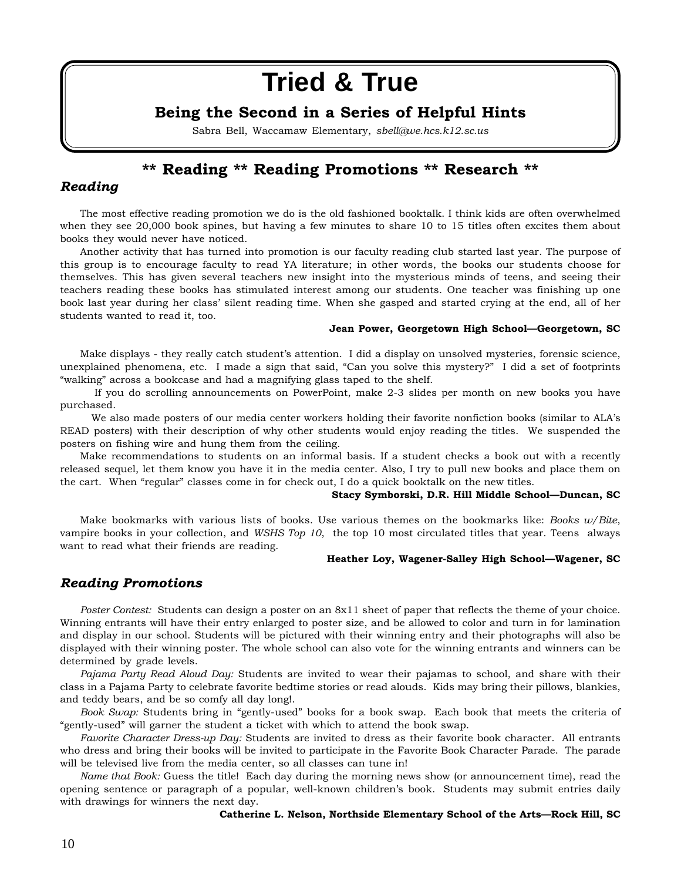# Tried & True

## Being the Second in a Series of Helpful Hints

Sabra Bell, Waccamaw Elementary, *sbell@we.hcs.k12.sc.us*

## ** Reading ** Reading Promotions ** Research **

### *Reading*

The most effective reading promotion we do is the old fashioned booktalk. I think kids are often overwhelmed when they see 20,000 book spines, but having a few minutes to share 10 to 15 titles often excites them about books they would never have noticed.

Another activity that has turned into promotion is our faculty reading club started last year. The purpose of this group is to encourage faculty to read YA literature; in other words, the books our students choose for themselves. This has given several teachers new insight into the mysterious minds of teens, and seeing their teachers reading these books has stimulated interest among our students. One teacher was finishing up one book last year during her class' silent reading time. When she gasped and started crying at the end, all of her students wanted to read it, too.

**Jean Power, Georgetown High School—Georgetown, SC**

Make displays - they really catch student's attention. I did a display on unsolved mysteries, forensic science, unexplained phenomena, etc. I made a sign that said, "Can you solve this mystery?" I did a set of footprints "walking" across a bookcase and had a magnifying glass taped to the shelf.

If you do scrolling announcements on PowerPoint, make 2-3 slides per month on new books you have purchased.

We also made posters of our media center workers holding their favorite nonfiction books (similar to ALA's READ posters) with their description of why other students would enjoy reading the titles. We suspended the posters on fishing wire and hung them from the ceiling.

Make recommendations to students on an informal basis. If a student checks a book out with a recently released sequel, let them know you have it in the media center. Also, I try to pull new books and place them on the cart. When "regular" classes come in for check out, I do a quick booktalk on the new titles.

**Stacy Symborski, D.R. Hill Middle School—Duncan, SC**

Make bookmarks with various lists of books. Use various themes on the bookmarks like: *Books w/Bite*, vampire books in your collection, and *WSHS Top 10*, the top 10 most circulated titles that year. Teens always want to read what their friends are reading.

**Heather Loy, Wagener-Salley High School—Wagener, SC**

### *Reading Promotions*

*Poster Contest:* Students can design a poster on an 8x11 sheet of paper that reflects the theme of your choice. Winning entrants will have their entry enlarged to poster size, and be allowed to color and turn in for lamination and display in our school. Students will be pictured with their winning entry and their photographs will also be displayed with their winning poster. The whole school can also vote for the winning entrants and winners can be determined by grade levels.

*Pajama Party Read Aloud Day:* Students are invited to wear their pajamas to school, and share with their class in a Pajama Party to celebrate favorite bedtime stories or read alouds. Kids may bring their pillows, blankies, and teddy bears, and be so comfy all day long!.

*Book Swap:* Students bring in "gently-used" books for a book swap. Each book that meets the criteria of "gently-used" will garner the student a ticket with which to attend the book swap.

*Favorite Character Dress-up Day:* Students are invited to dress as their favorite book character. All entrants who dress and bring their books will be invited to participate in the Favorite Book Character Parade. The parade will be televised live from the media center, so all classes can tune in!

*Name that Book:* Guess the title! Each day during the morning news show (or announcement time), read the opening sentence or paragraph of a popular, well-known children's book. Students may submit entries daily with drawings for winners the next day.

**Catherine L. Nelson, Northside Elementary School of the Arts—Rock Hill, SC**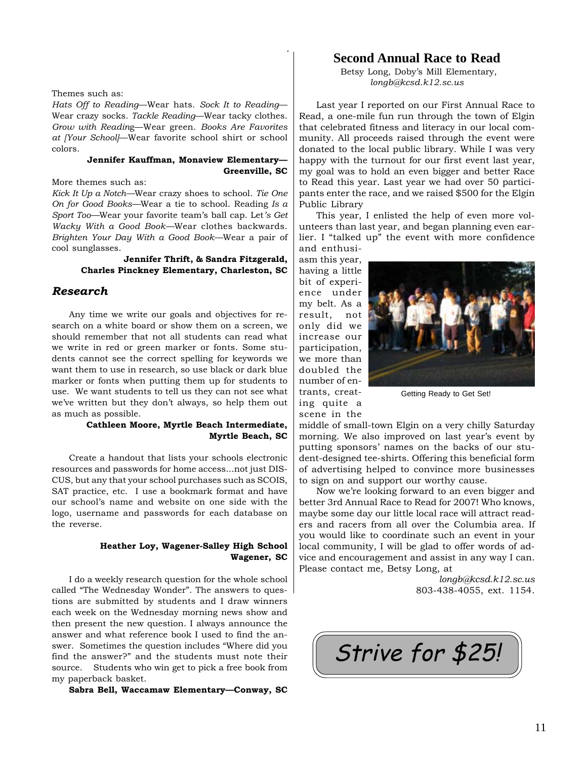Themes such as:

*Hats Off to Reading*—Wear hats. *Sock It to Reading*—Wear crazy socks. *Tackle Reading*—Wear tacky clothes. *Grow with Reading*—Wear green. *Books Are Favorites at [Your School]*—Wear favorite school shirt or school colors.

**Jennifer Kauffman, Monaview Elementary—Greenville, SC**

More themes such as:

*Kick It Up a Notch*—Wear crazy shoes to school. *Tie One On for Good Books*—Wear a tie to school. Reading *Is a Sport Too*—Wear your favorite team's ball cap. Let*'s Get Wacky With a Good Book*—Wear clothes backwards. *Brighten Your Day With a Good Book*—Wear a pair of cool sunglasses.

**Jennifer Thrift, & Sandra Fitzgerald, Charles Pinckney Elementary, Charleston, SC**

## *Research*

Any time we write our goals and objectives for research on a white board or show them on a screen, we should remember that not all students can read what we write in red or green marker or fonts. Some students cannot see the correct spelling for keywords we want them to use in research, so use black or dark blue marker or fonts when putting them up for students to use. We want students to tell us they can not see what we've written but they don't always, so help them out as much as possible.

**Cathleen Moore, Myrtle Beach Intermediate, Myrtle Beach, SC**

Create a handout that lists your schools electronic resources and passwords for home access...not just DISCUS, but any that your school purchases such as SCOIS, SAT practice, etc. I use a bookmark format and have our school's name and website on one side with the logo, username and passwords for each database on the reverse.

**Heather Loy, Wagener-Salley High School Wagener, SC**

I do a weekly research question for the whole school called "The Wednesday Wonder". The answers to questions are submitted by students and I draw winners each week on the Wednesday morning news show and then present the new question. I always announce the answer and what reference book I used to find the answer. Sometimes the question includes "Where did you find the answer?" and the students must note their source. Students who win get to pick a free book from my paperback basket.

**Sabra Bell, Waccamaw Elementary—Conway, SC**

## Second Annual Race to Read

Betsy Long, Doby's Mill Elementary,
*longb@kcsd.k12.sc.us*

Last year I reported on our First Annual Race to Read, a one-mile fun run through the town of Elgin that celebrated fitness and literacy in our local community. All proceeds raised through the event were donated to the local public library. While I was very happy with the turnout for our first event last year, my goal was to hold an even bigger and better Race to Read this year. Last year we had over 50 participants enter the race, and we raised $500 for the Elgin Public Library

This year, I enlisted the help of even more volunteers than last year, and began planning even earlier. I "talked up" the event with more confidence and enthusiasm this year, having a little bit of experience under my belt. As a result, not only did we increase our participation, we more than doubled the number of entrants, creating quite a scene in the middle of small-town Elgin on a very chilly Saturday morning. We also improved on last year's event by putting sponsors' names on the backs of our student-designed tee-shirts. Offering this beneficial form of advertising helped to convince more businesses to sign on and support our worthy cause.

Getting Ready to Get Set!

Now we're looking forward to an even bigger and better 3rd Annual Race to Read for 2007! Who knows, maybe some day our little local race will attract readers and racers from all over the Columbia area. If you would like to coordinate such an event in your local community, I will be glad to offer words of advice and encouragement and assist in any way I can. Please contact me, Betsy Long, at

*longb@kcsd.k12.sc.us*
803-438-4055, ext. 1154.

Strive for $25!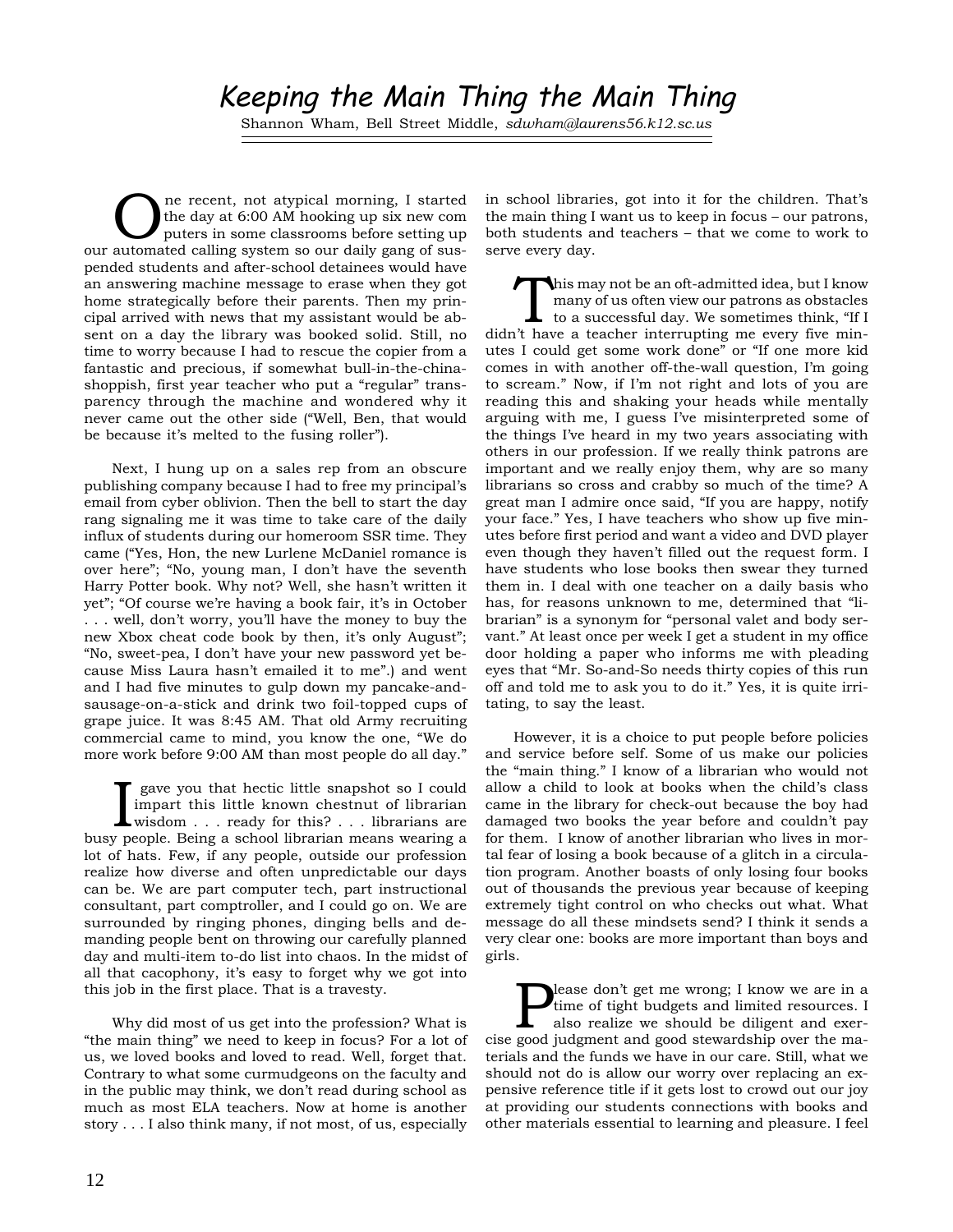# Keeping the Main Thing the Main Thing

Shannon Wham, Bell Street Middle, *sdwham@laurens56.k12.sc.us*

One recent, not atypical morning, I started the day at 6:00 AM hooking up six new computers in some classrooms before setting up our automated calling system so our daily gang of suspended students and after-school detainees would have an answering machine message to erase when they got home strategically before their parents. Then my principal arrived with news that my assistant would be absent on a day the library was booked solid. Still, no time to worry because I had to rescue the copier from a fantastic and precious, if somewhat bull-in-the-china-shoppish, first year teacher who put a "regular" transparency through the machine and wondered why it never came out the other side ("Well, Ben, that would be because it's melted to the fusing roller").

Next, I hung up on a sales rep from an obscure publishing company because I had to free my principal's email from cyber oblivion. Then the bell to start the day rang signaling me it was time to take care of the daily influx of students during our homeroom SSR time. They came ("Yes, Hon, the new Lurlene McDaniel romance is over here"; "No, young man, I don't have the seventh Harry Potter book. Why not? Well, she hasn't written it yet"; "Of course we're having a book fair, it's in October . . . well, don't worry, you'll have the money to buy the new Xbox cheat code book by then, it's only August"; "No, sweet-pea, I don't have your new password yet because Miss Laura hasn't emailed it to me".) and went and I had five minutes to gulp down my pancake-and-sausage-on-a-stick and drink two foil-topped cups of grape juice. It was 8:45 AM. That old Army recruiting commercial came to mind, you know the one, "We do more work before 9:00 AM than most people do all day."

I gave you that hectic little snapshot so I could impart this little known chestnut of librarian wisdom . . . ready for this? . . . librarians are busy people. Being a school librarian means wearing a lot of hats. Few, if any people, outside our profession realize how diverse and often unpredictable our days can be. We are part computer tech, part instructional consultant, part comptroller, and I could go on. We are surrounded by ringing phones, dinging bells and demanding people bent on throwing our carefully planned day and multi-item to-do list into chaos. In the midst of all that cacophony, it's easy to forget why we got into this job in the first place. That is a travesty.

Why did most of us get into the profession? What is "the main thing" we need to keep in focus? For a lot of us, we loved books and loved to read. Well, forget that. Contrary to what some curmudgeons on the faculty and in the public may think, we don't read during school as much as most ELA teachers. Now at home is another story . . . I also think many, if not most, of us, especially in school libraries, got into it for the children. That's the main thing I want us to keep in focus – our patrons, both students and teachers – that we come to work to serve every day.

This may not be an oft-admitted idea, but I know many of us often view our patrons as obstacles to a successful day. We sometimes think, "If I didn't have a teacher interrupting me every five minutes I could get some work done" or "If one more kid comes in with another off-the-wall question, I'm going to scream." Now, if I'm not right and lots of you are reading this and shaking your heads while mentally arguing with me, I guess I've misinterpreted some of the things I've heard in my two years associating with others in our profession. If we really think patrons are important and we really enjoy them, why are so many librarians so cross and crabby so much of the time? A great man I admire once said, "If you are happy, notify your face." Yes, I have teachers who show up five minutes before first period and want a video and DVD player even though they haven't filled out the request form. I have students who lose books then swear they turned them in. I deal with one teacher on a daily basis who has, for reasons unknown to me, determined that "librarian" is a synonym for "personal valet and body servant." At least once per week I get a student in my office door holding a paper who informs me with pleading eyes that "Mr. So-and-So needs thirty copies of this run off and told me to ask you to do it." Yes, it is quite irritating, to say the least.

However, it is a choice to put people before policies and service before self. Some of us make our policies the "main thing." I know of a librarian who would not allow a child to look at books when the child's class came in the library for check-out because the boy had damaged two books the year before and couldn't pay for them. I know of another librarian who lives in mortal fear of losing a book because of a glitch in a circulation program. Another boasts of only losing four books out of thousands the previous year because of keeping extremely tight control on who checks out what. What message do all these mindsets send? I think it sends a very clear one: books are more important than boys and girls.

Please don't get me wrong; I know we are in a time of tight budgets and limited resources. I also realize we should be diligent and exercise good judgment and good stewardship over the materials and the funds we have in our care. Still, what we should not do is allow our worry over replacing an expensive reference title if it gets lost to crowd out our joy at providing our students connections with books and other materials essential to learning and pleasure. I feel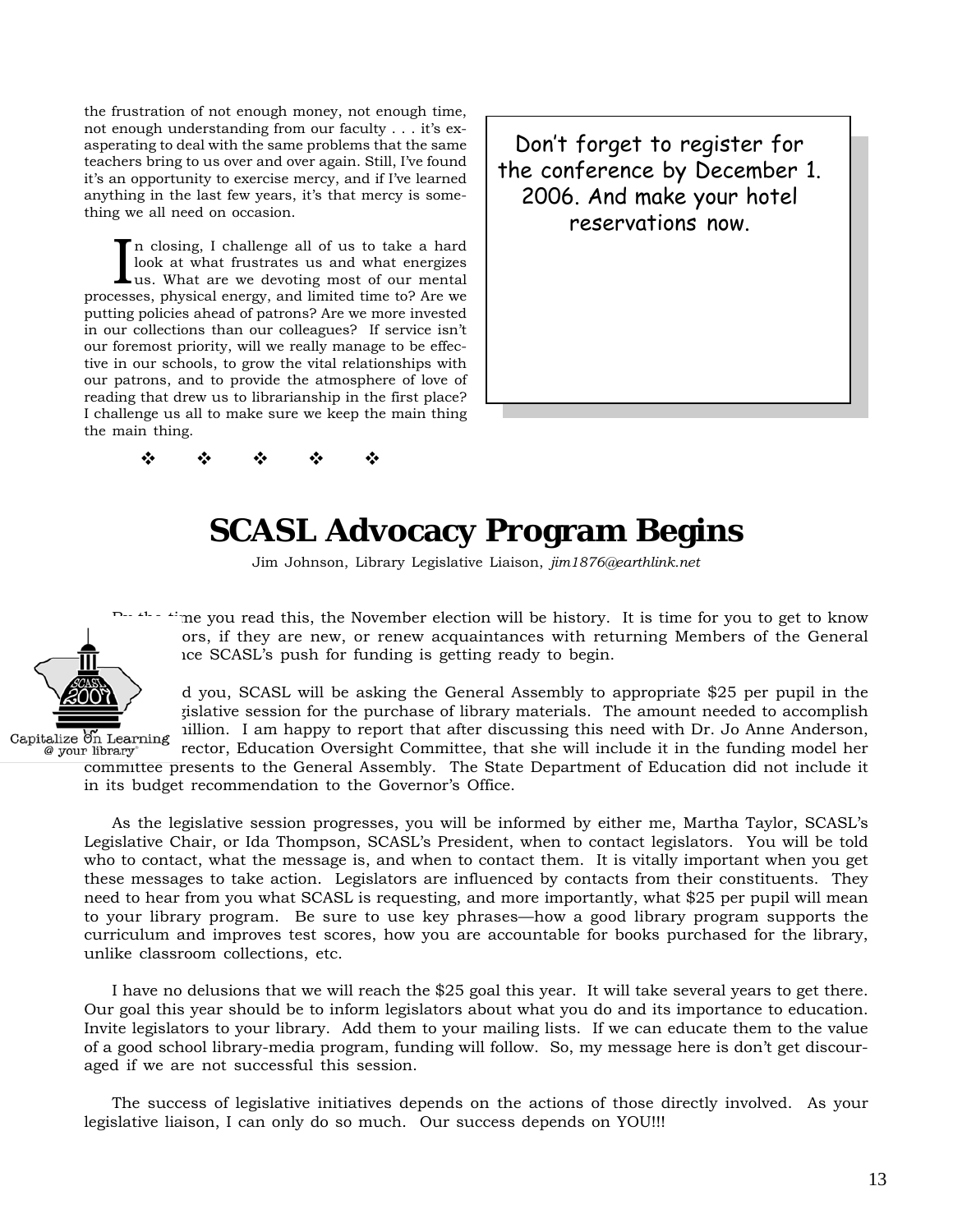the frustration of not enough money, not enough time, not enough understanding from our faculty . . . it's exasperating to deal with the same problems that the same teachers bring to us over and over again. Still, I've found it's an opportunity to exercise mercy, and if I've learned anything in the last few years, it's that mercy is something we all need on occasion.

In closing, I challenge all of us to take a hard look at what frustrates us and what energizes us. What are we devoting most of our mental processes, physical energy, and limited time to? Are we putting policies ahead of patrons? Are we more invested in our collections than our colleagues? If service isn't our foremost priority, will we really manage to be effective in our schools, to grow the vital relationships with our patrons, and to provide the atmosphere of love of reading that drew us to librarianship in the first place? I challenge us all to make sure we keep the main thing the main thing.

❖ ❖ ❖ ❖ ❖

Don't forget to register for the conference by December 1. 2006. And make your hotel reservations now.

# SCASL Advocacy Program Begins

Jim Johnson, Library Legislative Liaison, *jim1876@earthlink.net*

By the time you read this, the November election will be history. It is time for you to get to know ...ors, if they are new, or renew acquaintances with returning Members of the General ...ce SCASL's push for funding is getting ready to begin.

...d you, SCASL will be asking the General Assembly to appropriate $25 per pupil in the ...gislative session for the purchase of library materials. The amount needed to accomplish ...million. I am happy to report that after discussing this need with Dr. Jo Anne Anderson, ...rector, Education Oversight Committee, that she will include it in the funding model her committee presents to the General Assembly. The State Department of Education did not include it in its budget recommendation to the Governor's Office.

As the legislative session progresses, you will be informed by either me, Martha Taylor, SCASL's Legislative Chair, or Ida Thompson, SCASL's President, when to contact legislators. You will be told who to contact, what the message is, and when to contact them. It is vitally important when you get these messages to take action. Legislators are influenced by contacts from their constituents. They need to hear from you what SCASL is requesting, and more importantly, what $25 per pupil will mean to your library program. Be sure to use key phrases—how a good library program supports the curriculum and improves test scores, how you are accountable for books purchased for the library, unlike classroom collections, etc.

I have no delusions that we will reach the $25 goal this year. It will take several years to get there. Our goal this year should be to inform legislators about what you do and its importance to education. Invite legislators to your library. Add them to your mailing lists. If we can educate them to the value of a good school library-media program, funding will follow. So, my message here is don't get discouraged if we are not successful this session.

The success of legislative initiatives depends on the actions of those directly involved. As your legislative liaison, I can only do so much. Our success depends on YOU!!!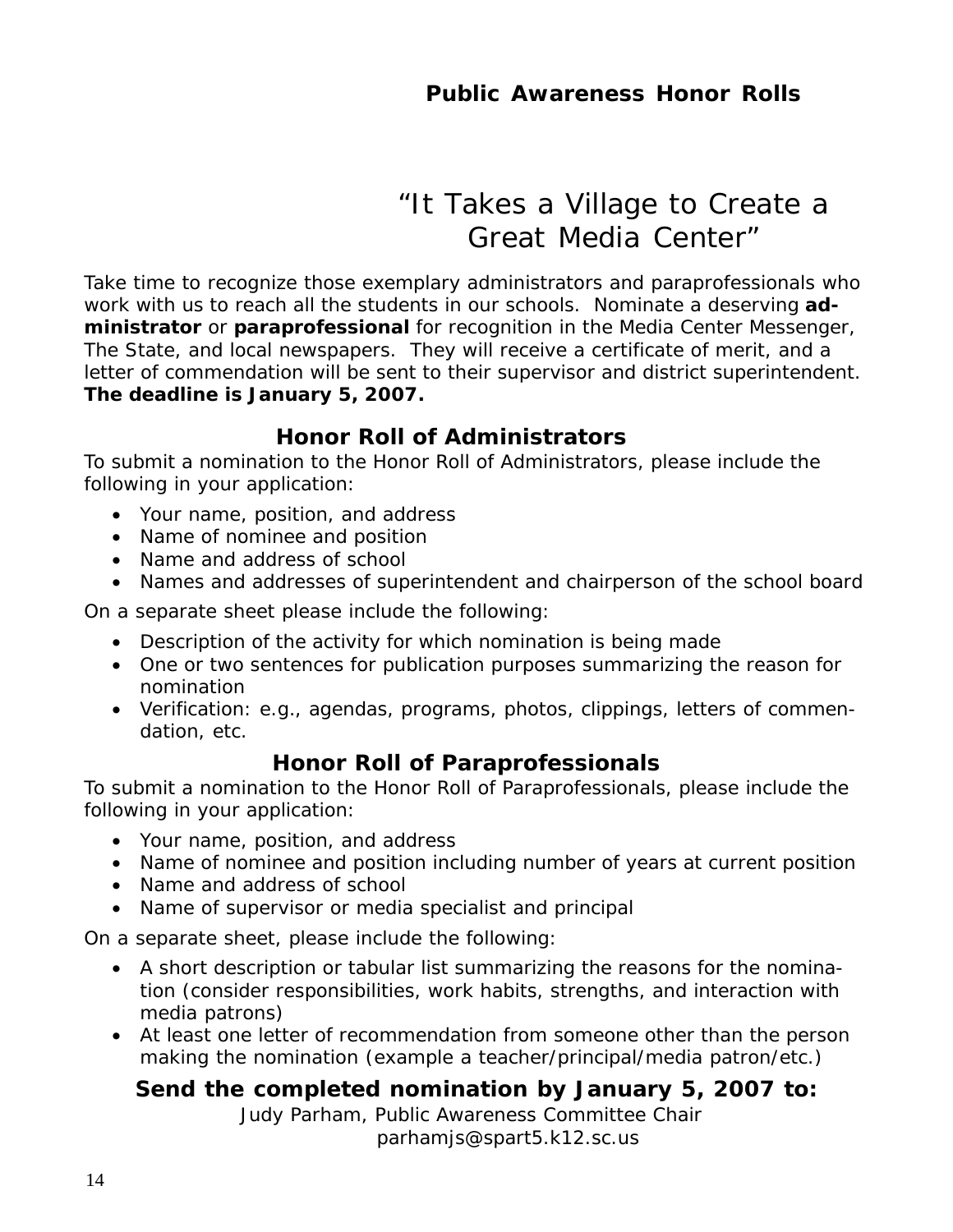## Public Awareness Honor Rolls

# "It Takes a Village to Create a Great Media Center"

Take time to recognize those exemplary administrators and paraprofessionals who work with us to reach all the students in our schools. Nominate a deserving **administrator** or **paraprofessional** for recognition in the Media Center Messenger, The State, and local newspapers. They will receive a certificate of merit, and a letter of commendation will be sent to their supervisor and district superintendent. **The deadline is January 5, 2007.**

### Honor Roll of Administrators

To submit a nomination to the Honor Roll of Administrators, please include the following in your application:

- Your name, position, and address
- Name of nominee and position
- Name and address of school
- Names and addresses of superintendent and chairperson of the school board

On a separate sheet please include the following:

- Description of the activity for which nomination is being made
- One or two sentences for publication purposes summarizing the reason for nomination
- Verification: e.g., agendas, programs, photos, clippings, letters of commendation, etc.

### Honor Roll of Paraprofessionals

To submit a nomination to the Honor Roll of Paraprofessionals, please include the following in your application:

- Your name, position, and address
- Name of nominee and position including number of years at current position
- Name and address of school
- Name of supervisor or media specialist and principal

On a separate sheet, please include the following:

- A short description or tabular list summarizing the reasons for the nomination (consider responsibilities, work habits, strengths, and interaction with media patrons)
- At least one letter of recommendation from someone other than the person making the nomination (example a teacher/principal/media patron/etc.)

### Send the completed nomination by January 5, 2007 to:

Judy Parham, Public Awareness Committee Chair
parhamjs@spart5.k12.sc.us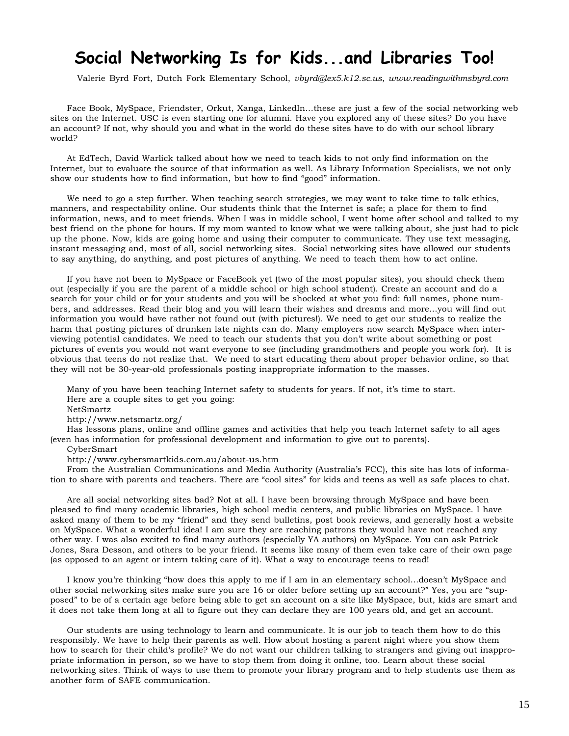# Social Networking Is for Kids...and Libraries Too!

Valerie Byrd Fort, Dutch Fork Elementary School, *vbyrd@lex5.k12.sc.us*, *www.readingwithmsbyrd.com*

Face Book, MySpace, Friendster, Orkut, Xanga, LinkedIn…these are just a few of the social networking web sites on the Internet. USC is even starting one for alumni. Have you explored any of these sites? Do you have an account? If not, why should you and what in the world do these sites have to do with our school library world?

At EdTech, David Warlick talked about how we need to teach kids to not only find information on the Internet, but to evaluate the source of that information as well. As Library Information Specialists, we not only show our students how to find information, but how to find "good" information.

We need to go a step further. When teaching search strategies, we may want to take time to talk ethics, manners, and respectability online. Our students think that the Internet is safe; a place for them to find information, news, and to meet friends. When I was in middle school, I went home after school and talked to my best friend on the phone for hours. If my mom wanted to know what we were talking about, she just had to pick up the phone. Now, kids are going home and using their computer to communicate. They use text messaging, instant messaging and, most of all, social networking sites. Social networking sites have allowed our students to say anything, do anything, and post pictures of anything. We need to teach them how to act online.

If you have not been to MySpace or FaceBook yet (two of the most popular sites), you should check them out (especially if you are the parent of a middle school or high school student). Create an account and do a search for your child or for your students and you will be shocked at what you find: full names, phone numbers, and addresses. Read their blog and you will learn their wishes and dreams and more…you will find out information you would have rather not found out (with pictures!). We need to get our students to realize the harm that posting pictures of drunken late nights can do. Many employers now search MySpace when interviewing potential candidates. We need to teach our students that you don't write about something or post pictures of events you would not want everyone to see (including grandmothers and people you work for). It is obvious that teens do not realize that. We need to start educating them about proper behavior online, so that they will not be 30-year-old professionals posting inappropriate information to the masses.

Many of you have been teaching Internet safety to students for years. If not, it's time to start.
Here are a couple sites to get you going:

NetSmartz
http://www.netsmartz.org/
Has lessons plans, online and offline games and activities that help you teach Internet safety to all ages (even has information for professional development and information to give out to parents).

CyberSmart
http://www.cybersmartkids.com.au/about-us.htm
From the Australian Communications and Media Authority (Australia's FCC), this site has lots of information to share with parents and teachers. There are "cool sites" for kids and teens as well as safe places to chat.

Are all social networking sites bad? Not at all. I have been browsing through MySpace and have been pleased to find many academic libraries, high school media centers, and public libraries on MySpace. I have asked many of them to be my "friend" and they send bulletins, post book reviews, and generally host a website on MySpace. What a wonderful idea! I am sure they are reaching patrons they would have not reached any other way. I was also excited to find many authors (especially YA authors) on MySpace. You can ask Patrick Jones, Sara Desson, and others to be your friend. It seems like many of them even take care of their own page (as opposed to an agent or intern taking care of it). What a way to encourage teens to read!

I know you're thinking "how does this apply to me if I am in an elementary school…doesn't MySpace and other social networking sites make sure you are 16 or older before setting up an account?" Yes, you are "supposed" to be of a certain age before being able to get an account on a site like MySpace, but, kids are smart and it does not take them long at all to figure out they can declare they are 100 years old, and get an account.

Our students are using technology to learn and communicate. It is our job to teach them how to do this responsibly. We have to help their parents as well. How about hosting a parent night where you show them how to search for their child's profile? We do not want our children talking to strangers and giving out inappropriate information in person, so we have to stop them from doing it online, too. Learn about these social networking sites. Think of ways to use them to promote your library program and to help students use them as another form of SAFE communication.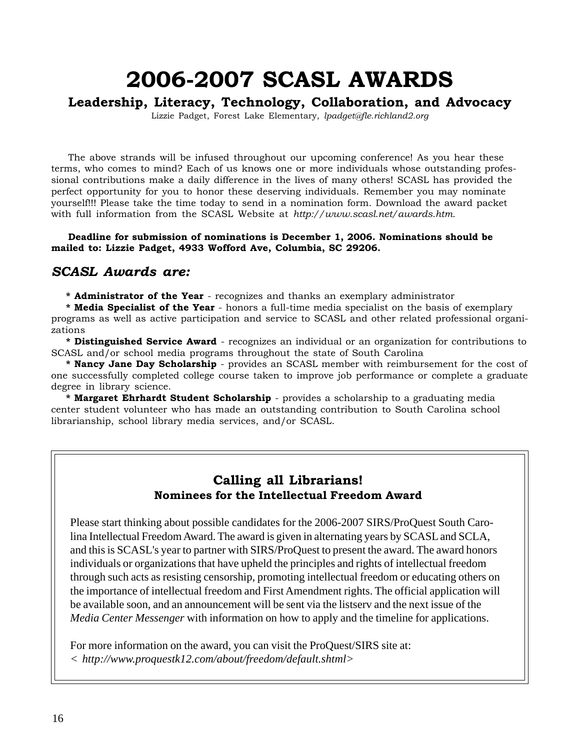# 2006-2007 SCASL AWARDS

## Leadership, Literacy, Technology, Collaboration, and Advocacy

Lizzie Padget, Forest Lake Elementary, *lpadget@fle.richland2.org*

The above strands will be infused throughout our upcoming conference! As you hear these terms, who comes to mind? Each of us knows one or more individuals whose outstanding professional contributions make a daily difference in the lives of many others! SCASL has provided the perfect opportunity for you to honor these deserving individuals. Remember you may nominate yourself!!! Please take the time today to send in a nomination form. Download the award packet with full information from the SCASL Website at *http://www.scasl.net/awards.htm.*

**Deadline for submission of nominations is December 1, 2006. Nominations should be mailed to: Lizzie Padget, 4933 Wofford Ave, Columbia, SC 29206.**

### *SCASL Awards are:*

* **Administrator of the Year** - recognizes and thanks an exemplary administrator
* **Media Specialist of the Year** - honors a full-time media specialist on the basis of exemplary programs as well as active participation and service to SCASL and other related professional organizations
* **Distinguished Service Award** - recognizes an individual or an organization for contributions to SCASL and/or school media programs throughout the state of South Carolina
* **Nancy Jane Day Scholarship** - provides an SCASL member with reimbursement for the cost of one successfully completed college course taken to improve job performance or complete a graduate degree in library science.
* **Margaret Ehrhardt Student Scholarship** - provides a scholarship to a graduating media center student volunteer who has made an outstanding contribution to South Carolina school librarianship, school library media services, and/or SCASL.

## Calling all Librarians!

### Nominees for the Intellectual Freedom Award

Please start thinking about possible candidates for the 2006-2007 SIRS/ProQuest South Carolina Intellectual Freedom Award. The award is given in alternating years by SCASL and SCLA, and this is SCASL's year to partner with SIRS/ProQuest to present the award. The award honors individuals or organizations that have upheld the principles and rights of intellectual freedom through such acts as resisting censorship, promoting intellectual freedom or educating others on the importance of intellectual freedom and First Amendment rights. The official application will be available soon, and an announcement will be sent via the listserv and the next issue of the *Media Center Messenger* with information on how to apply and the timeline for applications.

For more information on the award, you can visit the ProQuest/SIRS site at:
*< http://www.proquestk12.com/about/freedom/default.shtml>*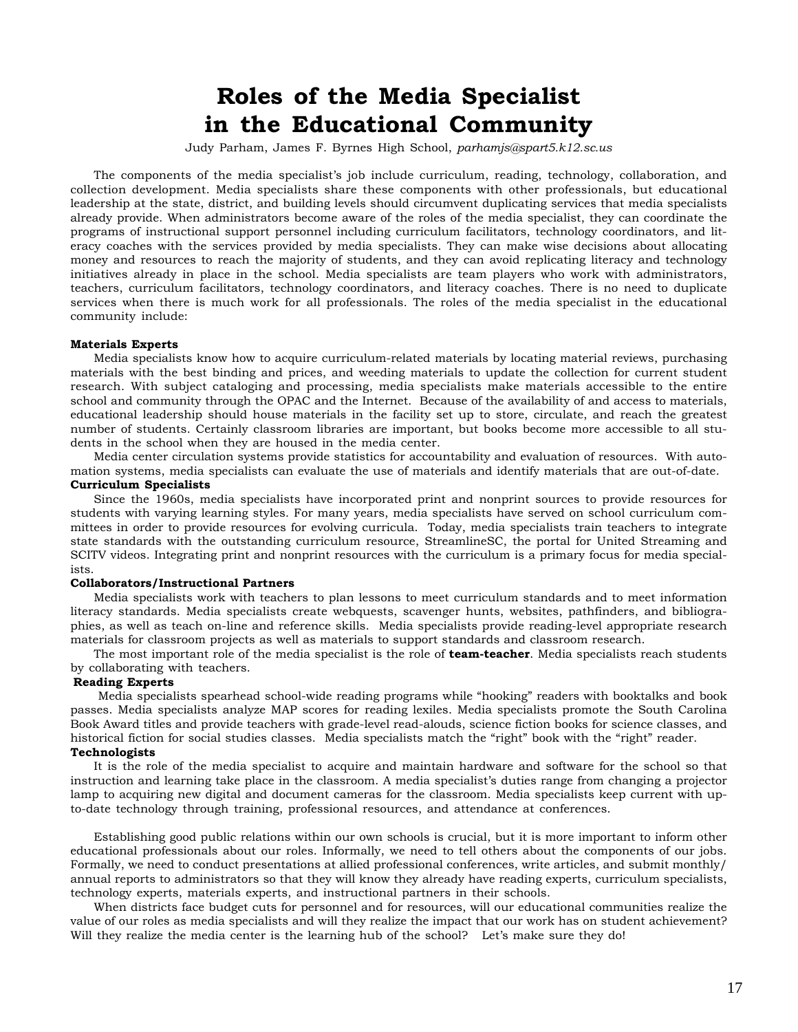# Roles of the Media Specialist in the Educational Community

Judy Parham, James F. Byrnes High School, *parhamjs@spart5.k12.sc.us*

The components of the media specialist's job include curriculum, reading, technology, collaboration, and collection development. Media specialists share these components with other professionals, but educational leadership at the state, district, and building levels should circumvent duplicating services that media specialists already provide. When administrators become aware of the roles of the media specialist, they can coordinate the programs of instructional support personnel including curriculum facilitators, technology coordinators, and literacy coaches with the services provided by media specialists. They can make wise decisions about allocating money and resources to reach the majority of students, and they can avoid replicating literacy and technology initiatives already in place in the school. Media specialists are team players who work with administrators, teachers, curriculum facilitators, technology coordinators, and literacy coaches. There is no need to duplicate services when there is much work for all professionals. The roles of the media specialist in the educational community include:

**Materials Experts**

Media specialists know how to acquire curriculum-related materials by locating material reviews, purchasing materials with the best binding and prices, and weeding materials to update the collection for current student research. With subject cataloging and processing, media specialists make materials accessible to the entire school and community through the OPAC and the Internet. Because of the availability of and access to materials, educational leadership should house materials in the facility set up to store, circulate, and reach the greatest number of students. Certainly classroom libraries are important, but books become more accessible to all students in the school when they are housed in the media center.

Media center circulation systems provide statistics for accountability and evaluation of resources. With automation systems, media specialists can evaluate the use of materials and identify materials that are out-of-date.

**Curriculum Specialists**

Since the 1960s, media specialists have incorporated print and nonprint sources to provide resources for students with varying learning styles. For many years, media specialists have served on school curriculum committees in order to provide resources for evolving curricula. Today, media specialists train teachers to integrate state standards with the outstanding curriculum resource, StreamlineSC, the portal for United Streaming and SCITV videos. Integrating print and nonprint resources with the curriculum is a primary focus for media specialists.

**Collaborators/Instructional Partners**

Media specialists work with teachers to plan lessons to meet curriculum standards and to meet information literacy standards. Media specialists create webquests, scavenger hunts, websites, pathfinders, and bibliographies, as well as teach on-line and reference skills. Media specialists provide reading-level appropriate research materials for classroom projects as well as materials to support standards and classroom research.

The most important role of the media specialist is the role of **team-teacher**. Media specialists reach students by collaborating with teachers.

**Reading Experts**

Media specialists spearhead school-wide reading programs while "hooking" readers with booktalks and book passes. Media specialists analyze MAP scores for reading lexiles. Media specialists promote the South Carolina Book Award titles and provide teachers with grade-level read-alouds, science fiction books for science classes, and historical fiction for social studies classes. Media specialists match the "right" book with the "right" reader.

**Technologists**

It is the role of the media specialist to acquire and maintain hardware and software for the school so that instruction and learning take place in the classroom. A media specialist's duties range from changing a projector lamp to acquiring new digital and document cameras for the classroom. Media specialists keep current with up-to-date technology through training, professional resources, and attendance at conferences.

Establishing good public relations within our own schools is crucial, but it is more important to inform other educational professionals about our roles. Informally, we need to tell others about the components of our jobs. Formally, we need to conduct presentations at allied professional conferences, write articles, and submit monthly/annual reports to administrators so that they will know they already have reading experts, curriculum specialists, technology experts, materials experts, and instructional partners in their schools.

When districts face budget cuts for personnel and for resources, will our educational communities realize the value of our roles as media specialists and will they realize the impact that our work has on student achievement? Will they realize the media center is the learning hub of the school? Let's make sure they do!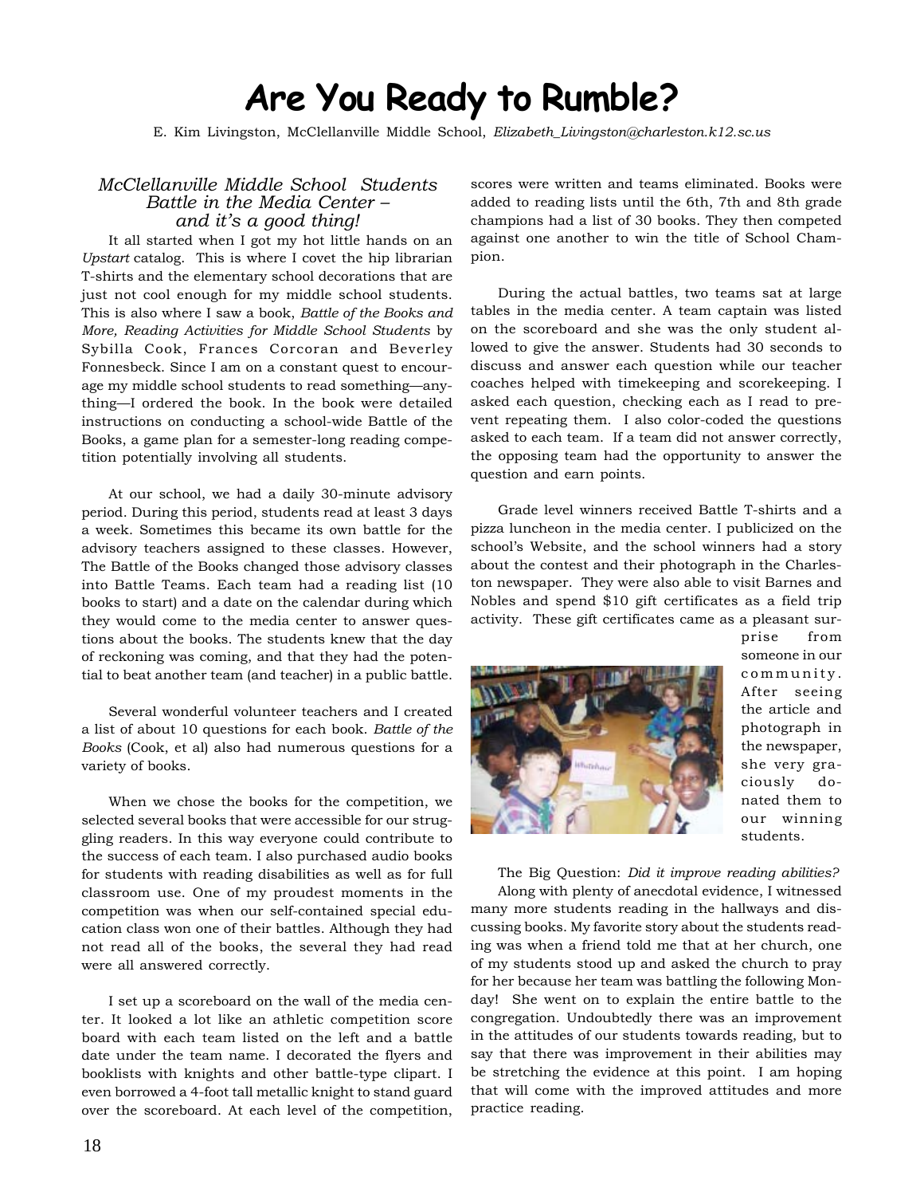# Are You Ready to Rumble?

E. Kim Livingston, McClellanville Middle School, *Elizabeth_Livingston@charleston.k12.sc.us*

### *McClellanville Middle School Students Battle in the Media Center – and it's a good thing!*

It all started when I got my hot little hands on an *Upstart* catalog. This is where I covet the hip librarian T-shirts and the elementary school decorations that are just not cool enough for my middle school students. This is also where I saw a book, *Battle of the Books and More, Reading Activities for Middle School Students* by Sybilla Cook, Frances Corcoran and Beverley Fonnesbeck. Since I am on a constant quest to encourage my middle school students to read something—anything—I ordered the book. In the book were detailed instructions on conducting a school-wide Battle of the Books, a game plan for a semester-long reading competition potentially involving all students.

At our school, we had a daily 30-minute advisory period. During this period, students read at least 3 days a week. Sometimes this became its own battle for the advisory teachers assigned to these classes. However, The Battle of the Books changed those advisory classes into Battle Teams. Each team had a reading list (10 books to start) and a date on the calendar during which they would come to the media center to answer questions about the books. The students knew that the day of reckoning was coming, and that they had the potential to beat another team (and teacher) in a public battle.

Several wonderful volunteer teachers and I created a list of about 10 questions for each book. *Battle of the Books* (Cook, et al) also had numerous questions for a variety of books.

When we chose the books for the competition, we selected several books that were accessible for our struggling readers. In this way everyone could contribute to the success of each team. I also purchased audio books for students with reading disabilities as well as for full classroom use. One of my proudest moments in the competition was when our self-contained special education class won one of their battles. Although they had not read all of the books, the several they had read were all answered correctly.

I set up a scoreboard on the wall of the media center. It looked a lot like an athletic competition score board with each team listed on the left and a battle date under the team name. I decorated the flyers and booklists with knights and other battle-type clipart. I even borrowed a 4-foot tall metallic knight to stand guard over the scoreboard. At each level of the competition, scores were written and teams eliminated. Books were added to reading lists until the 6th, 7th and 8th grade champions had a list of 30 books. They then competed against one another to win the title of School Champion.

During the actual battles, two teams sat at large tables in the media center. A team captain was listed on the scoreboard and she was the only student allowed to give the answer. Students had 30 seconds to discuss and answer each question while our teacher coaches helped with timekeeping and scorekeeping. I asked each question, checking each as I read to prevent repeating them. I also color-coded the questions asked to each team. If a team did not answer correctly, the opposing team had the opportunity to answer the question and earn points.

Grade level winners received Battle T-shirts and a pizza luncheon in the media center. I publicized on the school's Website, and the school winners had a story about the contest and their photograph in the Charleston newspaper. They were also able to visit Barnes and Nobles and spend $10 gift certificates as a field trip activity. These gift certificates came as a pleasant surprise from someone in our community. After seeing the article and photograph in the newspaper, she very graciously donated them to our winning students.

The Big Question: *Did it improve reading abilities?*

Along with plenty of anecdotal evidence, I witnessed many more students reading in the hallways and discussing books. My favorite story about the students reading was when a friend told me that at her church, one of my students stood up and asked the church to pray for her because her team was battling the following Monday! She went on to explain the entire battle to the congregation. Undoubtedly there was an improvement in the attitudes of our students towards reading, but to say that there was improvement in their abilities may be stretching the evidence at this point. I am hoping that will come with the improved attitudes and more practice reading.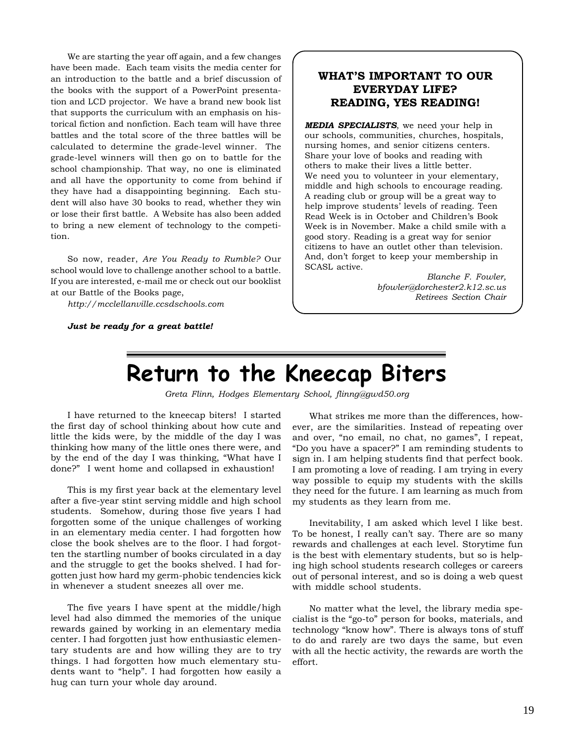We are starting the year off again, and a few changes have been made. Each team visits the media center for an introduction to the battle and a brief discussion of the books with the support of a PowerPoint presentation and LCD projector. We have a brand new book list that supports the curriculum with an emphasis on historical fiction and nonfiction. Each team will have three battles and the total score of the three battles will be calculated to determine the grade-level winner. The grade-level winners will then go on to battle for the school championship. That way, no one is eliminated and all have the opportunity to come from behind if they have had a disappointing beginning. Each student will also have 30 books to read, whether they win or lose their first battle. A Website has also been added to bring a new element of technology to the competition.

So now, reader, *Are You Ready to Rumble?* Our school would love to challenge another school to a battle. If you are interested, e-mail me or check out our booklist at our Battle of the Books page,

*http://mcclellanville.ccsdschools.com*

***Just be ready for a great battle!***

**WHAT'S IMPORTANT TO OUR EVERYDAY LIFE? READING, YES READING!**

***MEDIA SPECIALISTS***, we need your help in our schools, communities, churches, hospitals, nursing homes, and senior citizens centers. Share your love of books and reading with others to make their lives a little better. We need you to volunteer in your elementary, middle and high schools to encourage reading. A reading club or group will be a great way to help improve students' levels of reading. Teen Read Week is in October and Children's Book Week is in November. Make a child smile with a good story. Reading is a great way for senior citizens to have an outlet other than television. And, don't forget to keep your membership in SCASL active.

*Blanche F. Fowler,*
*bfowler@dorchester2.k12.sc.us*
*Retirees Section Chair*

# Return to the Kneecap Biters

*Greta Flinn, Hodges Elementary School, flinng@gwd50.org*

I have returned to the kneecap biters! I started the first day of school thinking about how cute and little the kids were, by the middle of the day I was thinking how many of the little ones there were, and by the end of the day I was thinking, "What have I done?" I went home and collapsed in exhaustion!

This is my first year back at the elementary level after a five-year stint serving middle and high school students. Somehow, during those five years I had forgotten some of the unique challenges of working in an elementary media center. I had forgotten how close the book shelves are to the floor. I had forgotten the startling number of books circulated in a day and the struggle to get the books shelved. I had forgotten just how hard my germ-phobic tendencies kick in whenever a student sneezes all over me.

The five years I have spent at the middle/high level had also dimmed the memories of the unique rewards gained by working in an elementary media center. I had forgotten just how enthusiastic elementary students are and how willing they are to try things. I had forgotten how much elementary students want to "help". I had forgotten how easily a hug can turn your whole day around.

What strikes me more than the differences, however, are the similarities. Instead of repeating over and over, "no email, no chat, no games", I repeat, "Do you have a spacer?" I am reminding students to sign in. I am helping students find that perfect book. I am promoting a love of reading. I am trying in every way possible to equip my students with the skills they need for the future. I am learning as much from my students as they learn from me.

Inevitability, I am asked which level I like best. To be honest, I really can't say. There are so many rewards and challenges at each level. Storytime fun is the best with elementary students, but so is helping high school students research colleges or careers out of personal interest, and so is doing a web quest with middle school students.

No matter what the level, the library media specialist is the "go-to" person for books, materials, and technology "know how". There is always tons of stuff to do and rarely are two days the same, but even with all the hectic activity, the rewards are worth the effort.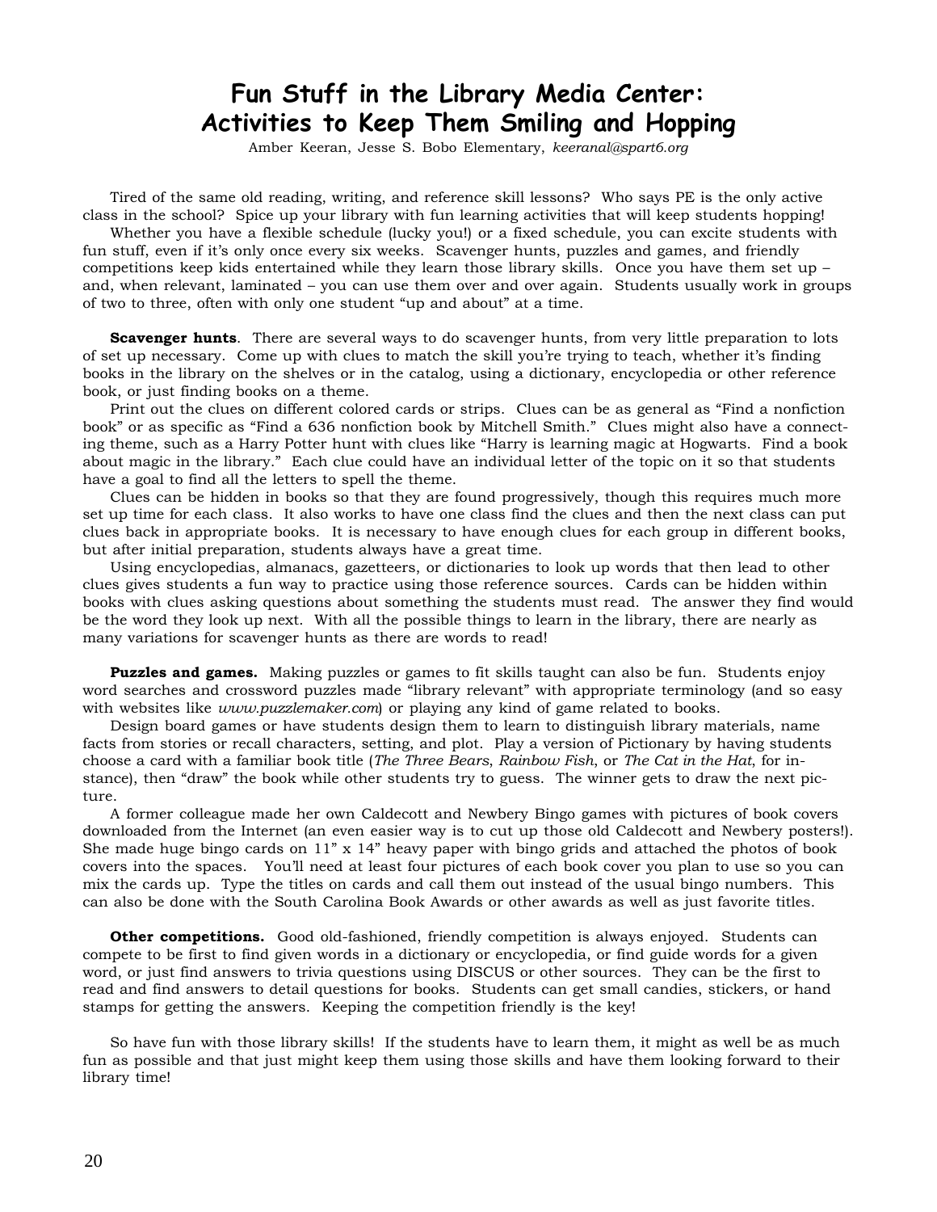# Fun Stuff in the Library Media Center: Activities to Keep Them Smiling and Hopping

Amber Keeran, Jesse S. Bobo Elementary, *keeranal@spart6.org*

Tired of the same old reading, writing, and reference skill lessons? Who says PE is the only active class in the school? Spice up your library with fun learning activities that will keep students hopping!

Whether you have a flexible schedule (lucky you!) or a fixed schedule, you can excite students with fun stuff, even if it's only once every six weeks. Scavenger hunts, puzzles and games, and friendly competitions keep kids entertained while they learn those library skills. Once you have them set up – and, when relevant, laminated – you can use them over and over again. Students usually work in groups of two to three, often with only one student "up and about" at a time.

**Scavenger hunts**. There are several ways to do scavenger hunts, from very little preparation to lots of set up necessary. Come up with clues to match the skill you're trying to teach, whether it's finding books in the library on the shelves or in the catalog, using a dictionary, encyclopedia or other reference book, or just finding books on a theme.

Print out the clues on different colored cards or strips. Clues can be as general as "Find a nonfiction book" or as specific as "Find a 636 nonfiction book by Mitchell Smith." Clues might also have a connecting theme, such as a Harry Potter hunt with clues like "Harry is learning magic at Hogwarts. Find a book about magic in the library." Each clue could have an individual letter of the topic on it so that students have a goal to find all the letters to spell the theme.

Clues can be hidden in books so that they are found progressively, though this requires much more set up time for each class. It also works to have one class find the clues and then the next class can put clues back in appropriate books. It is necessary to have enough clues for each group in different books, but after initial preparation, students always have a great time.

Using encyclopedias, almanacs, gazetteers, or dictionaries to look up words that then lead to other clues gives students a fun way to practice using those reference sources. Cards can be hidden within books with clues asking questions about something the students must read. The answer they find would be the word they look up next. With all the possible things to learn in the library, there are nearly as many variations for scavenger hunts as there are words to read!

**Puzzles and games.** Making puzzles or games to fit skills taught can also be fun. Students enjoy word searches and crossword puzzles made "library relevant" with appropriate terminology (and so easy with websites like *www.puzzlemaker.com*) or playing any kind of game related to books.

Design board games or have students design them to learn to distinguish library materials, name facts from stories or recall characters, setting, and plot. Play a version of Pictionary by having students choose a card with a familiar book title (*The Three Bears*, *Rainbow Fish*, or *The Cat in the Hat*, for instance), then "draw" the book while other students try to guess. The winner gets to draw the next picture.

A former colleague made her own Caldecott and Newbery Bingo games with pictures of book covers downloaded from the Internet (an even easier way is to cut up those old Caldecott and Newbery posters!). She made huge bingo cards on 11" x 14" heavy paper with bingo grids and attached the photos of book covers into the spaces. You'll need at least four pictures of each book cover you plan to use so you can mix the cards up. Type the titles on cards and call them out instead of the usual bingo numbers. This can also be done with the South Carolina Book Awards or other awards as well as just favorite titles.

**Other competitions.** Good old-fashioned, friendly competition is always enjoyed. Students can compete to be first to find given words in a dictionary or encyclopedia, or find guide words for a given word, or just find answers to trivia questions using DISCUS or other sources. They can be the first to read and find answers to detail questions for books. Students can get small candies, stickers, or hand stamps for getting the answers. Keeping the competition friendly is the key!

So have fun with those library skills! If the students have to learn them, it might as well be as much fun as possible and that just might keep them using those skills and have them looking forward to their library time!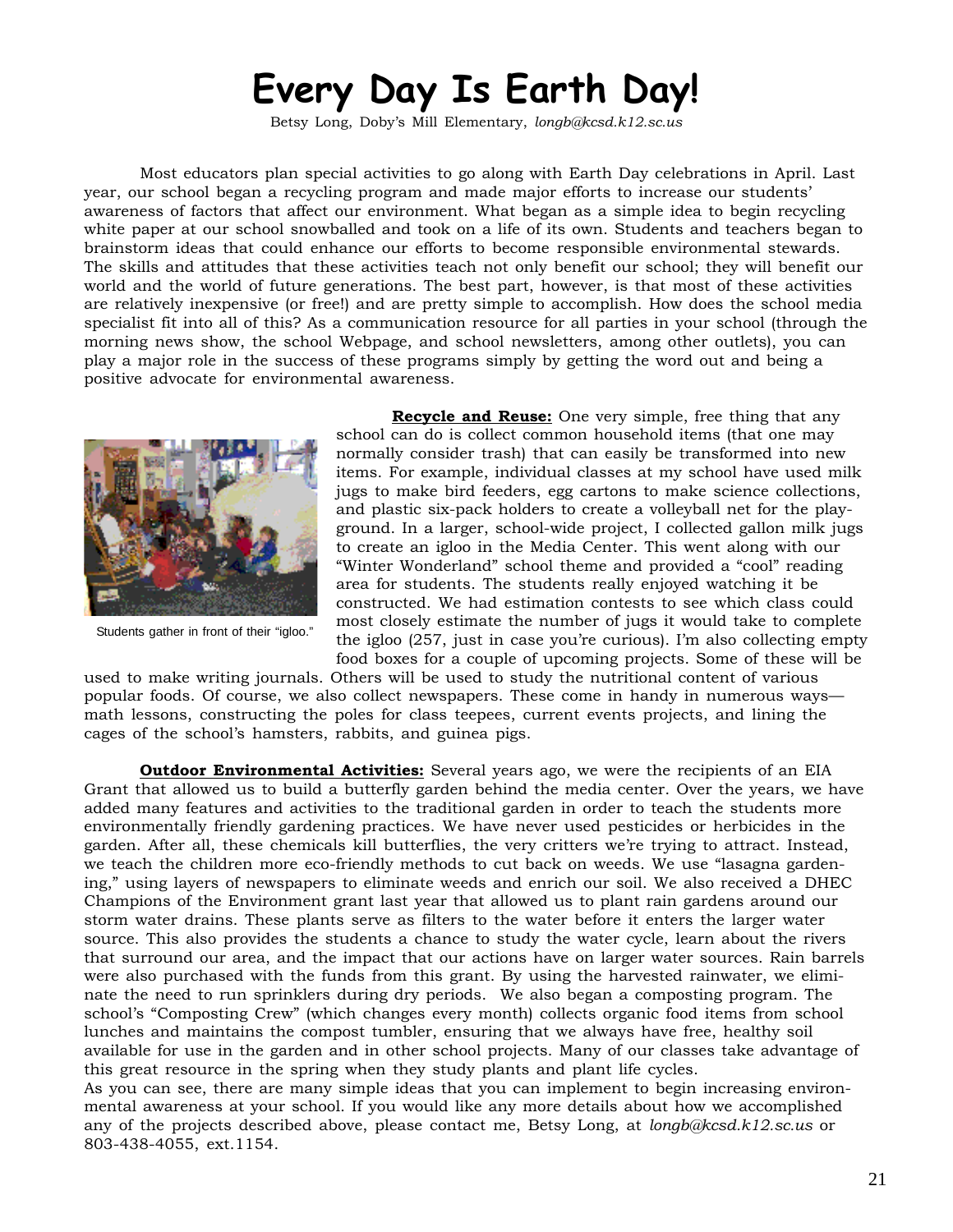# Every Day Is Earth Day!

Betsy Long, Doby's Mill Elementary, *longb@kcsd.k12.sc.us*

Most educators plan special activities to go along with Earth Day celebrations in April. Last year, our school began a recycling program and made major efforts to increase our students' awareness of factors that affect our environment. What began as a simple idea to begin recycling white paper at our school snowballed and took on a life of its own. Students and teachers began to brainstorm ideas that could enhance our efforts to become responsible environmental stewards. The skills and attitudes that these activities teach not only benefit our school; they will benefit our world and the world of future generations. The best part, however, is that most of these activities are relatively inexpensive (or free!) and are pretty simple to accomplish. How does the school media specialist fit into all of this? As a communication resource for all parties in your school (through the morning news show, the school Webpage, and school newsletters, among other outlets), you can play a major role in the success of these programs simply by getting the word out and being a positive advocate for environmental awareness.

Students gather in front of their "igloo."

**Recycle and Reuse:** One very simple, free thing that any school can do is collect common household items (that one may normally consider trash) that can easily be transformed into new items. For example, individual classes at my school have used milk jugs to make bird feeders, egg cartons to make science collections, and plastic six-pack holders to create a volleyball net for the playground. In a larger, school-wide project, I collected gallon milk jugs to create an igloo in the Media Center. This went along with our "Winter Wonderland" school theme and provided a "cool" reading area for students. The students really enjoyed watching it be constructed. We had estimation contests to see which class could most closely estimate the number of jugs it would take to complete the igloo (257, just in case you're curious). I'm also collecting empty food boxes for a couple of upcoming projects. Some of these will be used to make writing journals. Others will be used to study the nutritional content of various popular foods. Of course, we also collect newspapers. These come in handy in numerous ways—math lessons, constructing the poles for class teepees, current events projects, and lining the cages of the school's hamsters, rabbits, and guinea pigs.

**Outdoor Environmental Activities:** Several years ago, we were the recipients of an EIA Grant that allowed us to build a butterfly garden behind the media center. Over the years, we have added many features and activities to the traditional garden in order to teach the students more environmentally friendly gardening practices. We have never used pesticides or herbicides in the garden. After all, these chemicals kill butterflies, the very critters we're trying to attract. Instead, we teach the children more eco-friendly methods to cut back on weeds. We use "lasagna gardening," using layers of newspapers to eliminate weeds and enrich our soil. We also received a DHEC Champions of the Environment grant last year that allowed us to plant rain gardens around our storm water drains. These plants serve as filters to the water before it enters the larger water source. This also provides the students a chance to study the water cycle, learn about the rivers that surround our area, and the impact that our actions have on larger water sources. Rain barrels were also purchased with the funds from this grant. By using the harvested rainwater, we eliminate the need to run sprinklers during dry periods. We also began a composting program. The school's "Composting Crew" (which changes every month) collects organic food items from school lunches and maintains the compost tumbler, ensuring that we always have free, healthy soil available for use in the garden and in other school projects. Many of our classes take advantage of this great resource in the spring when they study plants and plant life cycles.

As you can see, there are many simple ideas that you can implement to begin increasing environmental awareness at your school. If you would like any more details about how we accomplished any of the projects described above, please contact me, Betsy Long, at *longb@kcsd.k12.sc.us* or 803-438-4055, ext.1154.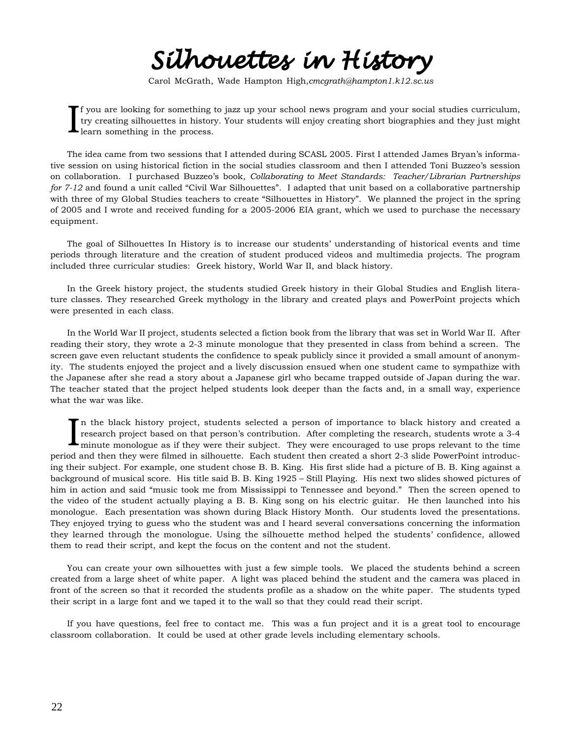# Silhouettes in History

Carol McGrath, Wade Hampton High,*cmcgrath@hampton1.k12.sc.us*

If you are looking for something to jazz up your school news program and your social studies curriculum, try creating silhouettes in history. Your students will enjoy creating short biographies and they just might learn something in the process.

The idea came from two sessions that I attended during SCASL 2005. First I attended James Bryan's informative session on using historical fiction in the social studies classroom and then I attended Toni Buzzeo's session on collaboration. I purchased Buzzeo's book, *Collaborating to Meet Standards: Teacher/Librarian Partnerships for 7-12* and found a unit called "Civil War Silhouettes". I adapted that unit based on a collaborative partnership with three of my Global Studies teachers to create "Silhouettes in History". We planned the project in the spring of 2005 and I wrote and received funding for a 2005-2006 EIA grant, which we used to purchase the necessary equipment.

The goal of Silhouettes In History is to increase our students' understanding of historical events and time periods through literature and the creation of student produced videos and multimedia projects. The program included three curricular studies: Greek history, World War II, and black history.

In the Greek history project, the students studied Greek history in their Global Studies and English literature classes. They researched Greek mythology in the library and created plays and PowerPoint projects which were presented in each class.

In the World War II project, students selected a fiction book from the library that was set in World War II. After reading their story, they wrote a 2-3 minute monologue that they presented in class from behind a screen. The screen gave even reluctant students the confidence to speak publicly since it provided a small amount of anonymity. The students enjoyed the project and a lively discussion ensued when one student came to sympathize with the Japanese after she read a story about a Japanese girl who became trapped outside of Japan during the war. The teacher stated that the project helped students look deeper than the facts and, in a small way, experience what the war was like.

In the black history project, students selected a person of importance to black history and created a research project based on that person's contribution. After completing the research, students wrote a 3-4 minute monologue as if they were their subject. They were encouraged to use props relevant to the time period and then they were filmed in silhouette. Each student then created a short 2-3 slide PowerPoint introducing their subject. For example, one student chose B. B. King. His first slide had a picture of B. B. King against a background of musical score. His title said B. B. King 1925 – Still Playing. His next two slides showed pictures of him in action and said "music took me from Mississippi to Tennessee and beyond." Then the screen opened to the video of the student actually playing a B. B. King song on his electric guitar. He then launched into his monologue. Each presentation was shown during Black History Month. Our students loved the presentations. They enjoyed trying to guess who the student was and I heard several conversations concerning the information they learned through the monologue. Using the silhouette method helped the students' confidence, allowed them to read their script, and kept the focus on the content and not the student.

You can create your own silhouettes with just a few simple tools. We placed the students behind a screen created from a large sheet of white paper. A light was placed behind the student and the camera was placed in front of the screen so that it recorded the students profile as a shadow on the white paper. The students typed their script in a large font and we taped it to the wall so that they could read their script.

If you have questions, feel free to contact me. This was a fun project and it is a great tool to encourage classroom collaboration. It could be used at other grade levels including elementary schools.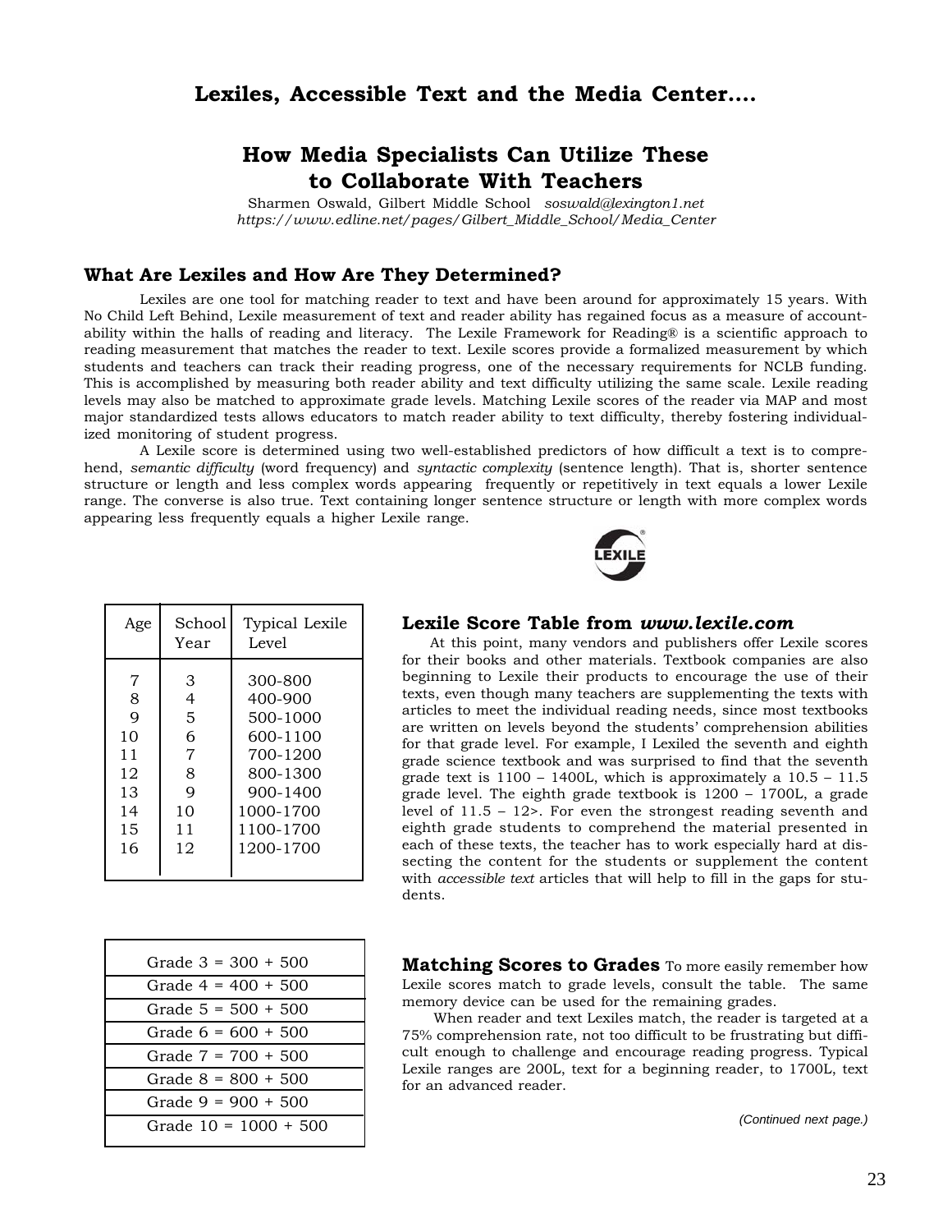# Lexiles, Accessible Text and the Media Center....

## How Media Specialists Can Utilize These to Collaborate With Teachers

Sharmen Oswald, Gilbert Middle School *soswald@lexington1.net*
*https://www.edline.net/pages/Gilbert_Middle_School/Media_Center*

### What Are Lexiles and How Are They Determined?

Lexiles are one tool for matching reader to text and have been around for approximately 15 years. With No Child Left Behind, Lexile measurement of text and reader ability has regained focus as a measure of accountability within the halls of reading and literacy. The Lexile Framework for Reading® is a scientific approach to reading measurement that matches the reader to text. Lexile scores provide a formalized measurement by which students and teachers can track their reading progress, one of the necessary requirements for NCLB funding. This is accomplished by measuring both reader ability and text difficulty utilizing the same scale. Lexile reading levels may also be matched to approximate grade levels. Matching Lexile scores of the reader via MAP and most major standardized tests allows educators to match reader ability to text difficulty, thereby fostering individualized monitoring of student progress.

A Lexile score is determined using two well-established predictors of how difficult a text is to comprehend, *semantic difficulty* (word frequency) and *syntactic complexity* (sentence length). That is, shorter sentence structure or length and less complex words appearing frequently or repetitively in text equals a lower Lexile range. The converse is also true. Text containing longer sentence structure or length with more complex words appearing less frequently equals a higher Lexile range.

| Age | School Year | Typical Lexile Level |
|---|---|---|
| 7 | 3 | 300-800 |
| 8 | 4 | 400-900 |
| 9 | 5 | 500-1000 |
| 10 | 6 | 600-1100 |
| 11 | 7 | 700-1200 |
| 12 | 8 | 800-1300 |
| 13 | 9 | 900-1400 |
| 14 | 10 | 1000-1700 |
| 15 | 11 | 1100-1700 |
| 16 | 12 | 1200-1700 |

### Lexile Score Table from *www.lexile.com*

At this point, many vendors and publishers offer Lexile scores for their books and other materials. Textbook companies are also beginning to Lexile their products to encourage the use of their texts, even though many teachers are supplementing the texts with articles to meet the individual reading needs, since most textbooks are written on levels beyond the students' comprehension abilities for that grade level. For example, I Lexiled the seventh and eighth grade science textbook and was surprised to find that the seventh grade text is 1100 – 1400L, which is approximately a 10.5 – 11.5 grade level. The eighth grade textbook is 1200 – 1700L, a grade level of 11.5 – 12>. For even the strongest reading seventh and eighth grade students to comprehend the material presented in each of these texts, the teacher has to work especially hard at dissecting the content for the students or supplement the content with *accessible text* articles that will help to fill in the gaps for students.

| |
|---|
| Grade 3 = 300 + 500 |
| Grade 4 = 400 + 500 |
| Grade 5 = 500 + 500 |
| Grade 6 = 600 + 500 |
| Grade 7 = 700 + 500 |
| Grade 8 = 800 + 500 |
| Grade 9 = 900 + 500 |
| Grade 10 = 1000 + 500 |

**Matching Scores to Grades** To more easily remember how Lexile scores match to grade levels, consult the table. The same memory device can be used for the remaining grades.

When reader and text Lexiles match, the reader is targeted at a 75% comprehension rate, not too difficult to be frustrating but difficult enough to challenge and encourage reading progress. Typical Lexile ranges are 200L, text for a beginning reader, to 1700L, text for an advanced reader.

*(Continued next page.)*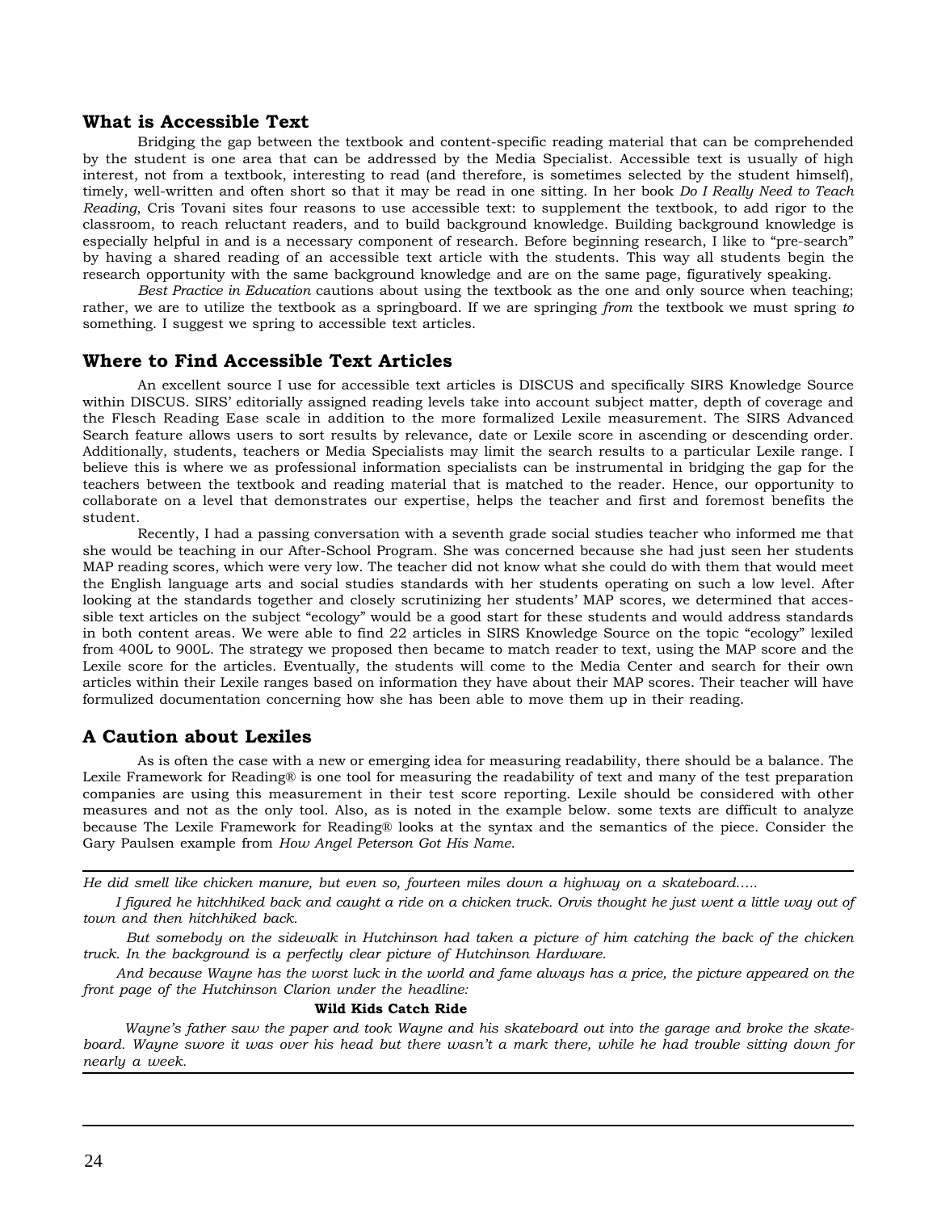## What is Accessible Text

Bridging the gap between the textbook and content-specific reading material that can be comprehended by the student is one area that can be addressed by the Media Specialist. Accessible text is usually of high interest, not from a textbook, interesting to read (and therefore, is sometimes selected by the student himself), timely, well-written and often short so that it may be read in one sitting. In her book *Do I Really Need to Teach Reading*, Cris Tovani sites four reasons to use accessible text: to supplement the textbook, to add rigor to the classroom, to reach reluctant readers, and to build background knowledge. Building background knowledge is especially helpful in and is a necessary component of research. Before beginning research, I like to "pre-search" by having a shared reading of an accessible text article with the students. This way all students begin the research opportunity with the same background knowledge and are on the same page, figuratively speaking.

*Best Practice in Education* cautions about using the textbook as the one and only source when teaching; rather, we are to utilize the textbook as a springboard. If we are springing *from* the textbook we must spring *to* something. I suggest we spring to accessible text articles.

## Where to Find Accessible Text Articles

An excellent source I use for accessible text articles is DISCUS and specifically SIRS Knowledge Source within DISCUS. SIRS' editorially assigned reading levels take into account subject matter, depth of coverage and the Flesch Reading Ease scale in addition to the more formalized Lexile measurement. The SIRS Advanced Search feature allows users to sort results by relevance, date or Lexile score in ascending or descending order. Additionally, students, teachers or Media Specialists may limit the search results to a particular Lexile range. I believe this is where we as professional information specialists can be instrumental in bridging the gap for the teachers between the textbook and reading material that is matched to the reader. Hence, our opportunity to collaborate on a level that demonstrates our expertise, helps the teacher and first and foremost benefits the student.

Recently, I had a passing conversation with a seventh grade social studies teacher who informed me that she would be teaching in our After-School Program. She was concerned because she had just seen her students MAP reading scores, which were very low. The teacher did not know what she could do with them that would meet the English language arts and social studies standards with her students operating on such a low level. After looking at the standards together and closely scrutinizing her students' MAP scores, we determined that accessible text articles on the subject "ecology" would be a good start for these students and would address standards in both content areas. We were able to find 22 articles in SIRS Knowledge Source on the topic "ecology" lexiled from 400L to 900L. The strategy we proposed then became to match reader to text, using the MAP score and the Lexile score for the articles. Eventually, the students will come to the Media Center and search for their own articles within their Lexile ranges based on information they have about their MAP scores. Their teacher will have formulized documentation concerning how she has been able to move them up in their reading.

## A Caution about Lexiles

As is often the case with a new or emerging idea for measuring readability, there should be a balance. The Lexile Framework for Reading® is one tool for measuring the readability of text and many of the test preparation companies are using this measurement in their test score reporting. Lexile should be considered with other measures and not as the only tool. Also, as is noted in the example below. some texts are difficult to analyze because The Lexile Framework for Reading® looks at the syntax and the semantics of the piece. Consider the Gary Paulsen example from *How Angel Peterson Got His Name*.

---

*He did smell like chicken manure, but even so, fourteen miles down a highway on a skateboard…..*

*I figured he hitchhiked back and caught a ride on a chicken truck. Orvis thought he just went a little way out of town and then hitchhiked back.*

*But somebody on the sidewalk in Hutchinson had taken a picture of him catching the back of the chicken truck. In the background is a perfectly clear picture of Hutchinson Hardware.*

*And because Wayne has the worst luck in the world and fame always has a price, the picture appeared on the front page of the Hutchinson Clarion under the headline:*

**Wild Kids Catch Ride**

*Wayne's father saw the paper and took Wayne and his skateboard out into the garage and broke the skateboard. Wayne swore it was over his head but there wasn't a mark there, while he had trouble sitting down for nearly a week.*

---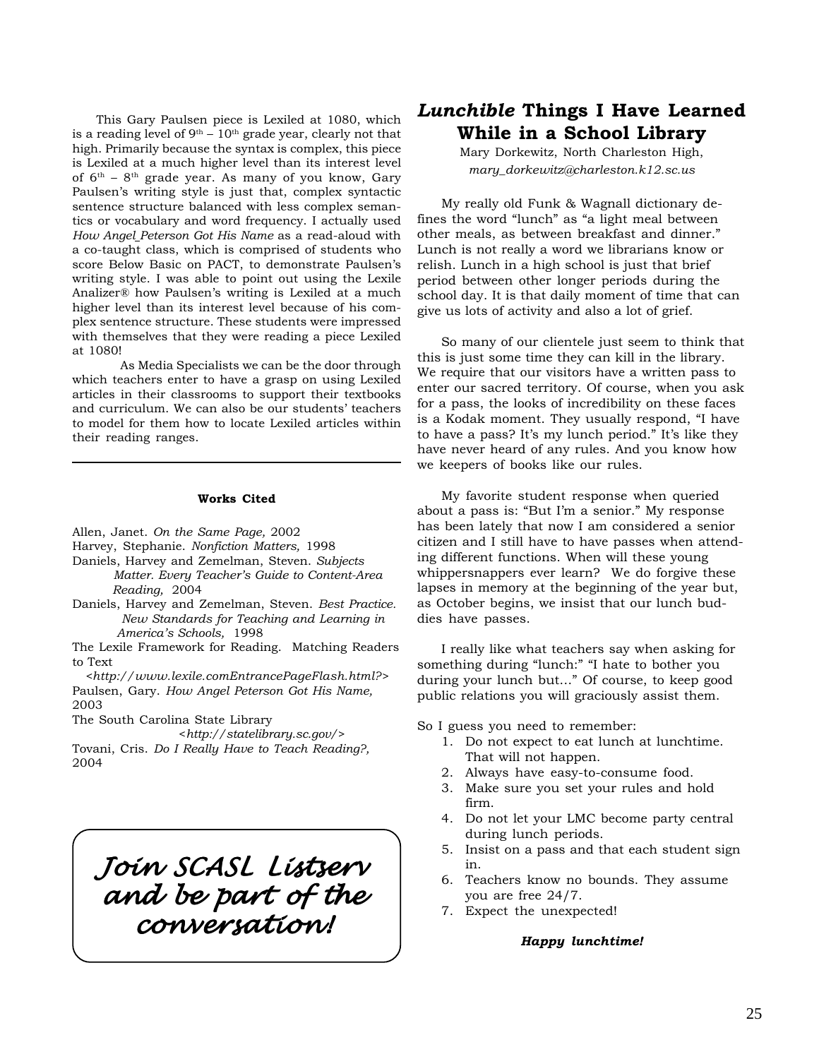This Gary Paulsen piece is Lexiled at 1080, which is a reading level of 9th – 10th grade year, clearly not that high. Primarily because the syntax is complex, this piece is Lexiled at a much higher level than its interest level of 6th – 8th grade year. As many of you know, Gary Paulsen's writing style is just that, complex syntactic sentence structure balanced with less complex semantics or vocabulary and word frequency. I actually used *How Angel_Peterson Got His Name* as a read-aloud with a co-taught class, which is comprised of students who score Below Basic on PACT, to demonstrate Paulsen's writing style. I was able to point out using the Lexile Analizer® how Paulsen's writing is Lexiled at a much higher level than its interest level because of his complex sentence structure. These students were impressed with themselves that they were reading a piece Lexiled at 1080!

As Media Specialists we can be the door through which teachers enter to have a grasp on using Lexiled articles in their classrooms to support their textbooks and curriculum. We can also be our students' teachers to model for them how to locate Lexiled articles within their reading ranges.

---

**Works Cited**

Allen, Janet. *On the Same Page,* 2002

Harvey, Stephanie. *Nonfiction Matters,* 1998

Daniels, Harvey and Zemelman, Steven. *Subjects Matter. Every Teacher's Guide to Content-Area Reading,* 2004

Daniels, Harvey and Zemelman, Steven. *Best Practice. New Standards for Teaching and Learning in America's Schools,* 1998

The Lexile Framework for Reading. Matching Readers to Text <*http://www.lexile.comEntrancePageFlash.html?*>

Paulsen, Gary. *How Angel Peterson Got His Name,* 2003

The South Carolina State Library <*http://statelibrary.sc.gov/*>

Tovani, Cris. *Do I Really Have to Teach Reading?,* 2004

*Join SCASL Listserv and be part of the conversation!*

## *Lunchible* Things I Have Learned While in a School Library

Mary Dorkewitz, North Charleston High,
*mary_dorkewitz@charleston.k12.sc.us*

My really old Funk & Wagnall dictionary defines the word "lunch" as "a light meal between other meals, as between breakfast and dinner." Lunch is not really a word we librarians know or relish. Lunch in a high school is just that brief period between other longer periods during the school day. It is that daily moment of time that can give us lots of activity and also a lot of grief.

So many of our clientele just seem to think that this is just some time they can kill in the library. We require that our visitors have a written pass to enter our sacred territory. Of course, when you ask for a pass, the looks of incredibility on these faces is a Kodak moment. They usually respond, "I have to have a pass? It's my lunch period." It's like they have never heard of any rules. And you know how we keepers of books like our rules.

My favorite student response when queried about a pass is: "But I'm a senior." My response has been lately that now I am considered a senior citizen and I still have to have passes when attending different functions. When will these young whippersnappers ever learn? We do forgive these lapses in memory at the beginning of the year but, as October begins, we insist that our lunch buddies have passes.

I really like what teachers say when asking for something during "lunch:" "I hate to bother you during your lunch but..." Of course, to keep good public relations you will graciously assist them.

So I guess you need to remember:

1. Do not expect to eat lunch at lunchtime. That will not happen.
2. Always have easy-to-consume food.
3. Make sure you set your rules and hold firm.
4. Do not let your LMC become party central during lunch periods.
5. Insist on a pass and that each student sign in.
6. Teachers know no bounds. They assume you are free 24/7.
7. Expect the unexpected!

***Happy lunchtime!***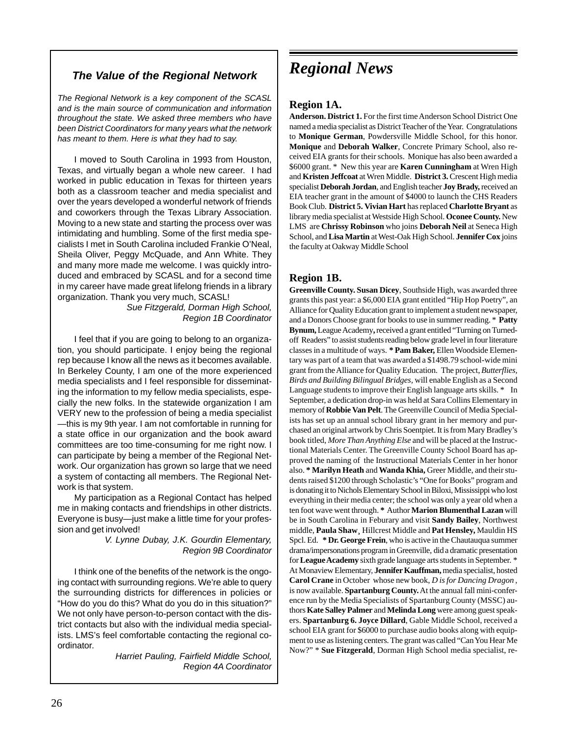### *The Value of the Regional Network*

*The Regional Network is a key component of the SCASL and is the main source of communication and information throughout the state. We asked three members who have been District Coordinators for many years what the network has meant to them. Here is what they had to say.*

I moved to South Carolina in 1993 from Houston, Texas, and virtually began a whole new career. I had worked in public education in Texas for thirteen years both as a classroom teacher and media specialist and over the years developed a wonderful network of friends and coworkers through the Texas Library Association. Moving to a new state and starting the process over was intimidating and humbling. Some of the first media specialists I met in South Carolina included Frankie O'Neal, Sheila Oliver, Peggy McQuade, and Ann White. They and many more made me welcome. I was quickly introduced and embraced by SCASL and for a second time in my career have made great lifelong friends in a library organization. Thank you very much, SCASL!

*Sue Fitzgerald, Dorman High School, Region 1B Coordinator*

I feel that if you are going to belong to an organization, you should participate. I enjoy being the regional rep because I know all the news as it becomes available. In Berkeley County, I am one of the more experienced media specialists and I feel responsible for disseminating the information to my fellow media specialists, especially the new folks. In the statewide organization I am VERY new to the profession of being a media specialist—this is my 9th year. I am not comfortable in running for a state office in our organization and the book award committees are too time-consuming for me right now. I can participate by being a member of the Regional Network. Our organization has grown so large that we need a system of contacting all members. The Regional Network is that system.

My participation as a Regional Contact has helped me in making contacts and friendships in other districts. Everyone is busy—just make a little time for your profession and get involved!

*V. Lynne Dubay, J.K. Gourdin Elementary, Region 9B Coordinator*

I think one of the benefits of the network is the ongoing contact with surrounding regions. We're able to query the surrounding districts for differences in policies or "How do you do this? What do you do in this situation?" We not only have person-to-person contact with the district contacts but also with the individual media specialists. LMS's feel comfortable contacting the regional coordinator.

*Harriet Pauling, Fairfield Middle School, Region 4A Coordinator*

# *Regional News*

## Region 1A.

**Anderson. District 1.** For the first time Anderson School District One named a media specialist as District Teacher of the Year. Congratulations to **Monique German**, Powdersville Middle School, for this honor. **Monique** and **Deborah Walker**, Concrete Primary School, also received EIA grants for their schools. Monique has also been awarded a $6000 grant. * New this year are **Karen Cunningham** at Wren High and **Kristen Jeffcoat** at Wren Middle. **District 3.** Crescent High media specialist **Deborah Jordan**, and English teacher **Joy Brady,** received an EIA teacher grant in the amount of $4000 to launch the CHS Readers Book Club. **District 5. Vivian Hart** has replaced **Charlotte Bryant** as library media specialist at Westside High School. **Oconee County.** New LMS are **Chrissy Robinson** who joins **Deborah Neil** at Seneca High School, and **Lisa Martin** at West-Oak High School. **Jennifer Cox** joins the faculty at Oakway Middle School

## Region 1B.

**Greenville County. Susan Dicey**, Southside High, was awarded three grants this past year: a $6,000 EIA grant entitled "Hip Hop Poetry", an Alliance for Quality Education grant to implement a student newspaper, and a Donors Choose grant for books to use in summer reading. * **Patty Bynum,** League Academy**,** received a grant entitled "Turning on Turned-off Readers" to assist students reading below grade level in four literature classes in a multitude of ways. **\* Pam Baker,** Ellen Woodside Elementary was part of a team that was awarded a $1498.79 school-wide mini grant from the Alliance for Quality Education. The project, *Butterflies, Birds and Building Bilingual Bridges*, will enable English as a Second Language students to improve their English language arts skills. * In September, a dedication drop-in was held at Sara Collins Elementary in memory of **Robbie Van Pelt**. The Greenville Council of Media Specialists has set up an annual school library grant in her memory and purchased an original artwork by Chris Soentpiet. It is from Mary Bradley's book titled, *More Than Anything Else* and will be placed at the Instructional Materials Center. The Greenville County School Board has approved the naming of the Instructional Materials Center in her honor also. **\* Marilyn Heath** and **Wanda Khia,** Greer Middle, and their students raised $1200 through Scholastic's "One for Books" program and is donating it to Nichols Elementary School in Biloxi, Mississippi who lost everything in their media center; the school was only a year old when a ten foot wave went through. **\*** Author **Marion Blumenthal Lazan** will be in South Carolina in Feburary and visit **Sandy Bailey**, Northwest middle, **Paula Shaw**¸ Hillcrest Middle and **Pat Hensley,** Mauldin HS Spcl. Ed. **\* Dr. George Frein**, who is active in the Chautauqua summer drama/impersonations program in Greenville, did a dramatic presentation for **League Academy** sixth grade language arts students in September. * At Monaview Elementary, **Jennifer Kauffman,** media specialist, hosted **Carol Crane** in October whose new book, *D is for Dancing Dragon* , is now available. **Spartanburg County.** At the annual fall mini-conference run by the Media Specialists of Spartanburg County (MSSC) authors **Kate Salley Palmer** and **Melinda Long** were among guest speakers. **Spartanburg 6. Joyce Dillard**, Gable Middle School, received a school EIA grant for $6000 to purchase audio books along with equipment to use as listening centers. The grant was called "Can You Hear Me Now?" * **Sue Fitzgerald**, Dorman High School media specialist, re-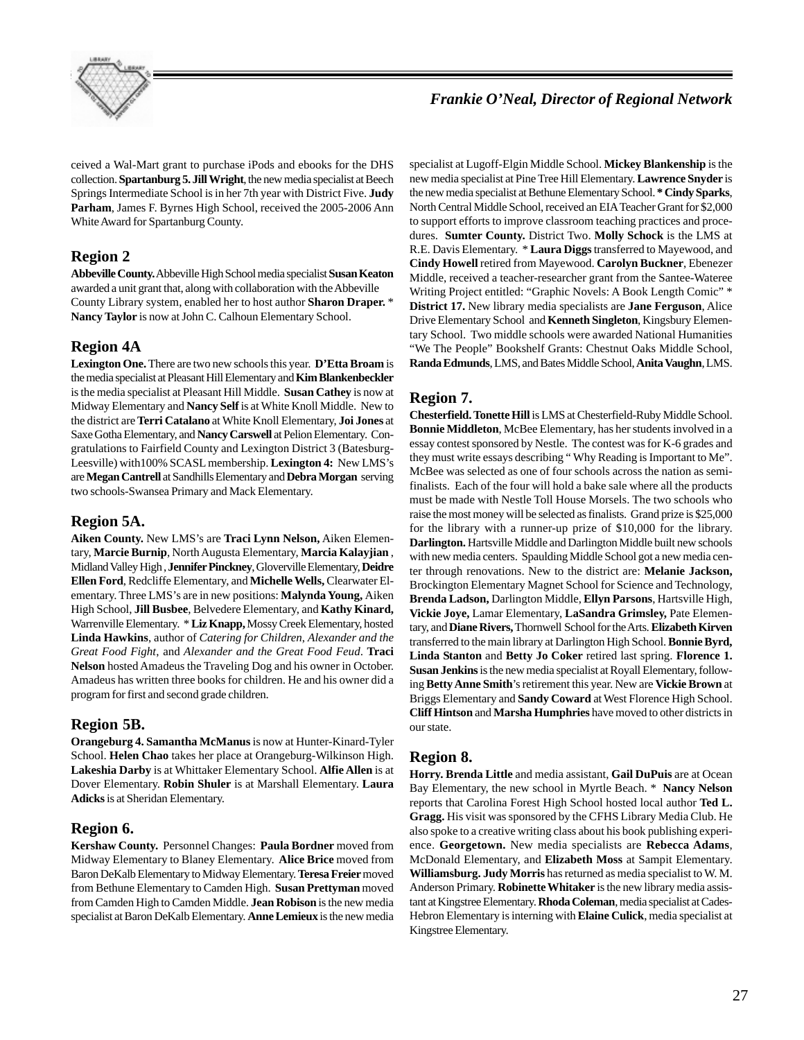*Frankie O'Neal, Director of Regional Network*

ceived a Wal-Mart grant to purchase iPods and ebooks for the DHS collection. **Spartanburg 5. Jill Wright**, the new media specialist at Beech Springs Intermediate School is in her 7th year with District Five. **Judy Parham**, James F. Byrnes High School, received the 2005-2006 Ann White Award for Spartanburg County.

## Region 2

**Abbeville County.** Abbeville High School media specialist **Susan Keaton** awarded a unit grant that, along with collaboration with the Abbeville County Library system, enabled her to host author **Sharon Draper.** * **Nancy Taylor** is now at John C. Calhoun Elementary School.

## Region 4A

**Lexington One.** There are two new schools this year. **D'Etta Broam** is the media specialist at Pleasant Hill Elementary and **Kim Blankenbeckler** is the media specialist at Pleasant Hill Middle. **Susan Cathey** is now at Midway Elementary and **Nancy Self** is at White Knoll Middle. New to the district are **Terri Catalano** at White Knoll Elementary, **Joi Jones** at Saxe Gotha Elementary, and **Nancy Carswell** at Pelion Elementary. Congratulations to Fairfield County and Lexington District 3 (Batesburg-Leesville) with100% SCASL membership. **Lexington 4:** New LMS's are **Megan Cantrell** at Sandhills Elementary and **Debra Morgan** serving two schools-Swansea Primary and Mack Elementary.

## Region 5A.

**Aiken County.** New LMS's are **Traci Lynn Nelson,** Aiken Elementary, **Marcie Burnip**, North Augusta Elementary, **Marcia Kalayjian** , Midland Valley High , **Jennifer Pinckney**, Gloverville Elementary, **Deidre Ellen Ford**, Redcliffe Elementary, and **Michelle Wells,** Clearwater Elementary. Three LMS's are in new positions: **Malynda Young,** Aiken High School, **Jill Busbee**, Belvedere Elementary, and **Kathy Kinard,** Warrenville Elementary. * **Liz Knapp,** Mossy Creek Elementary, hosted **Linda Hawkins**, author of *Catering for Children*, *Alexander and the Great Food Fight*, and *Alexander and the Great Food Feud*. **Traci Nelson** hosted Amadeus the Traveling Dog and his owner in October. Amadeus has written three books for children. He and his owner did a program for first and second grade children.

## Region 5B.

**Orangeburg 4. Samantha McManus** is now at Hunter-Kinard-Tyler School. **Helen Chao** takes her place at Orangeburg-Wilkinson High. **Lakeshia Darby** is at Whittaker Elementary School. **Alfie Allen** is at Dover Elementary. **Robin Shuler** is at Marshall Elementary. **Laura Adicks** is at Sheridan Elementary.

## Region 6.

**Kershaw County.** Personnel Changes: **Paula Bordner** moved from Midway Elementary to Blaney Elementary. **Alice Brice** moved from Baron DeKalb Elementary to Midway Elementary. **Teresa Freier** moved from Bethune Elementary to Camden High. **Susan Prettyman** moved from Camden High to Camden Middle. **Jean Robison** is the new media specialist at Baron DeKalb Elementary. **Anne Lemieux** is the new media specialist at Lugoff-Elgin Middle School. **Mickey Blankenship** is the new media specialist at Pine Tree Hill Elementary. **Lawrence Snyder** is the new media specialist at Bethune Elementary School. *** Cindy Sparks**, North Central Middle School, received an EIA Teacher Grant for $2,000 to support efforts to improve classroom teaching practices and procedures. **Sumter County.** District Two. **Molly Schock** is the LMS at R.E. Davis Elementary. * **Laura Diggs** transferred to Mayewood, and **Cindy Howell** retired from Mayewood. **Carolyn Buckner**, Ebenezer Middle, received a teacher-researcher grant from the Santee-Wateree Writing Project entitled: "Graphic Novels: A Book Length Comic" * **District 17.** New library media specialists are **Jane Ferguson**, Alice Drive Elementary School and **Kenneth Singleton**, Kingsbury Elementary School. Two middle schools were awarded National Humanities "We The People" Bookshelf Grants: Chestnut Oaks Middle School, **Randa Edmunds**, LMS, and Bates Middle School, **Anita Vaughn**, LMS.

## Region 7.

**Chesterfield. Tonette Hill** is LMS at Chesterfield-Ruby Middle School. **Bonnie Middleton**, McBee Elementary, has her students involved in a essay contest sponsored by Nestle. The contest was for K-6 grades and they must write essays describing " Why Reading is Important to Me". McBee was selected as one of four schools across the nation as semi-finalists. Each of the four will hold a bake sale where all the products must be made with Nestle Toll House Morsels. The two schools who raise the most money will be selected as finalists. Grand prize is $25,000 for the library with a runner-up prize of $10,000 for the library. **Darlington.** Hartsville Middle and Darlington Middle built new schools with new media centers. Spaulding Middle School got a new media center through renovations. New to the district are: **Melanie Jackson,** Brockington Elementary Magnet School for Science and Technology, **Brenda Ladson,** Darlington Middle, **Ellyn Parsons**, Hartsville High, **Vickie Joye,** Lamar Elementary, **LaSandra Grimsley,** Pate Elementary, and **Diane Rivers,** Thornwell School for the Arts. **Elizabeth Kirven** transferred to the main library at Darlington High School. **Bonnie Byrd, Linda Stanton** and **Betty Jo Coker** retired last spring. **Florence 1. Susan Jenkins** is the new media specialist at Royall Elementary, following **Betty Anne Smith**'s retirement this year. New are **Vickie Brown** at Briggs Elementary and **Sandy Coward** at West Florence High School. **Cliff Hintson** and **Marsha Humphries** have moved to other districts in our state.

## Region 8.

**Horry. Brenda Little** and media assistant, **Gail DuPuis** are at Ocean Bay Elementary, the new school in Myrtle Beach. * **Nancy Nelson** reports that Carolina Forest High School hosted local author **Ted L. Gragg.** His visit was sponsored by the CFHS Library Media Club. He also spoke to a creative writing class about his book publishing experience. **Georgetown.** New media specialists are **Rebecca Adams**, McDonald Elementary, and **Elizabeth Moss** at Sampit Elementary. **Williamsburg. Judy Morris** has returned as media specialist to W. M. Anderson Primary. **Robinette Whitaker** is the new library media assistant at Kingstree Elementary. **Rhoda Coleman**, media specialist at Cades-Hebron Elementary is interning with **Elaine Culick**, media specialist at Kingstree Elementary.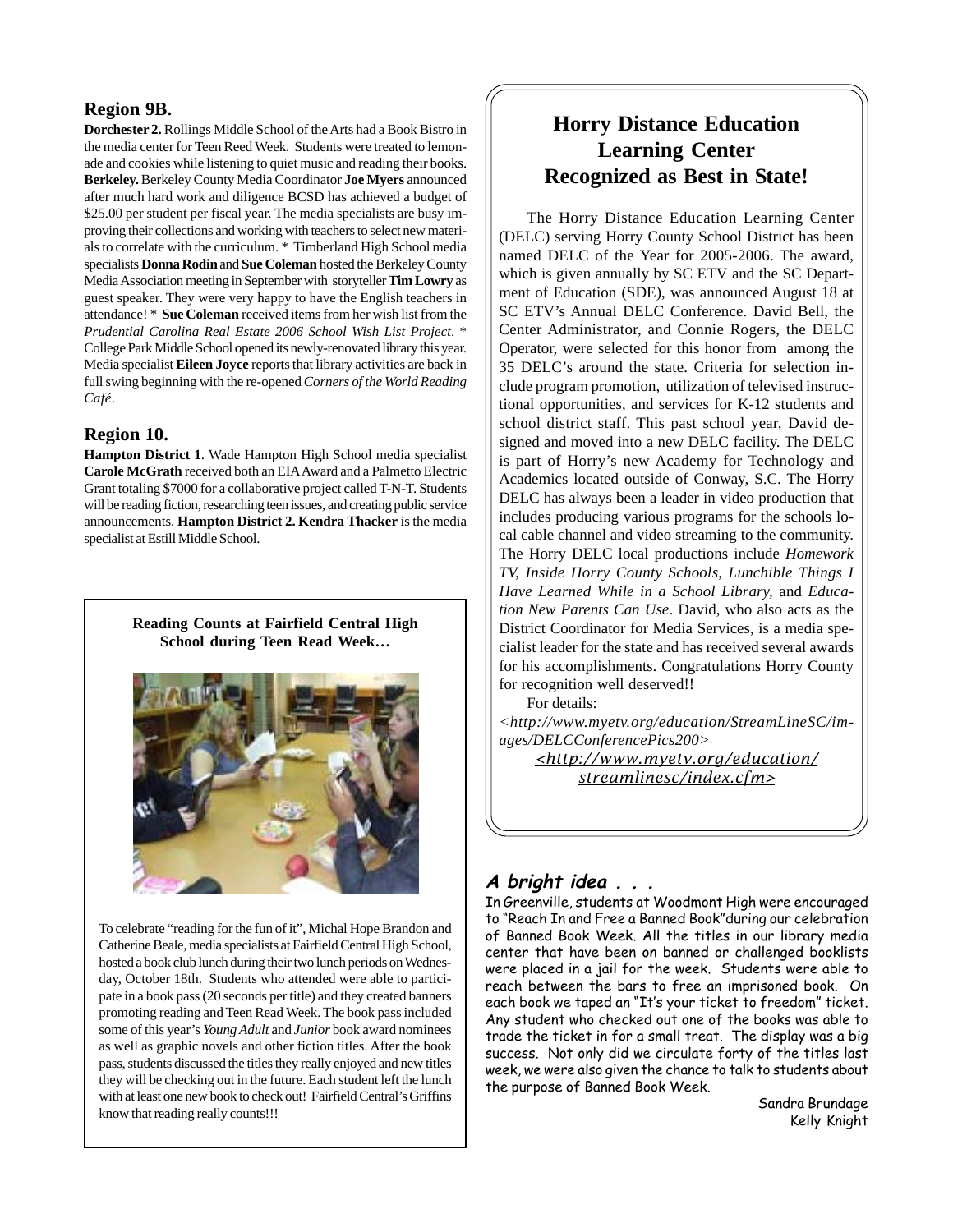## Region 9B.

**Dorchester 2.** Rollings Middle School of the Arts had a Book Bistro in the media center for Teen Reed Week. Students were treated to lemonade and cookies while listening to quiet music and reading their books. **Berkeley.** Berkeley County Media Coordinator **Joe Myers** announced after much hard work and diligence BCSD has achieved a budget of $25.00 per student per fiscal year. The media specialists are busy improving their collections and working with teachers to select new materials to correlate with the curriculum. * Timberland High School media specialists **Donna Rodin** and **Sue Coleman** hosted the Berkeley County Media Association meeting in September with storyteller **Tim Lowry** as guest speaker. They were very happy to have the English teachers in attendance! * **Sue Coleman** received items from her wish list from the *Prudential Carolina Real Estate 2006 School Wish List Project*. * College Park Middle School opened its newly-renovated library this year. Media specialist **Eileen Joyce** reports that library activities are back in full swing beginning with the re-opened *Corners of the World Reading Café*.

## Region 10.

**Hampton District 1**. Wade Hampton High School media specialist **Carole McGrath** received both an EIA Award and a Palmetto Electric Grant totaling $7000 for a collaborative project called T-N-T. Students will be reading fiction, researching teen issues, and creating public service announcements. **Hampton District 2. Kendra Thacker** is the media specialist at Estill Middle School.

**Reading Counts at Fairfield Central High School during Teen Read Week…**

To celebrate "reading for the fun of it", Michal Hope Brandon and Catherine Beale, media specialists at Fairfield Central High School, hosted a book club lunch during their two lunch periods on Wednesday, October 18th. Students who attended were able to participate in a book pass (20 seconds per title) and they created banners promoting reading and Teen Read Week. The book pass included some of this year's *Young Adult* and *Junior* book award nominees as well as graphic novels and other fiction titles. After the book pass, students discussed the titles they really enjoyed and new titles they will be checking out in the future. Each student left the lunch with at least one new book to check out! Fairfield Central's Griffins know that reading really counts!!!

## Horry Distance Education Learning Center Recognized as Best in State!

The Horry Distance Education Learning Center (DELC) serving Horry County School District has been named DELC of the Year for 2005-2006. The award, which is given annually by SC ETV and the SC Department of Education (SDE), was announced August 18 at SC ETV's Annual DELC Conference. David Bell, the Center Administrator, and Connie Rogers, the DELC Operator, were selected for this honor from among the 35 DELC's around the state. Criteria for selection include program promotion, utilization of televised instructional opportunities, and services for K-12 students and school district staff. This past school year, David designed and moved into a new DELC facility. The DELC is part of Horry's new Academy for Technology and Academics located outside of Conway, S.C. The Horry DELC has always been a leader in video production that includes producing various programs for the schools local cable channel and video streaming to the community. The Horry DELC local productions include *Homework TV, Inside Horry County Schools*, *Lunchible Things I Have Learned While in a School Library,* and *Education New Parents Can Use*. David, who also acts as the District Coordinator for Media Services, is a media specialist leader for the state and has received several awards for his accomplishments. Congratulations Horry County for recognition well deserved!!

For details:

*<http://www.myetv.org/education/StreamLineSC/images/DELCConferencePics200>*

*<http://www.myetv.org/education/streamlinesc/index.cfm>*

### *A bright idea . . .*

In Greenville, students at Woodmont High were encouraged to "Reach In and Free a Banned Book" during our celebration of Banned Book Week. All the titles in our library media center that have been on banned or challenged booklists were placed in a jail for the week. Students were able to reach between the bars to free an imprisoned book. On each book we taped an "It's your ticket to freedom" ticket. Any student who checked out one of the books was able to trade the ticket in for a small treat. The display was a big success. Not only did we circulate forty of the titles last week, we were also given the chance to talk to students about the purpose of Banned Book Week.

Sandra Brundage
Kelly Knight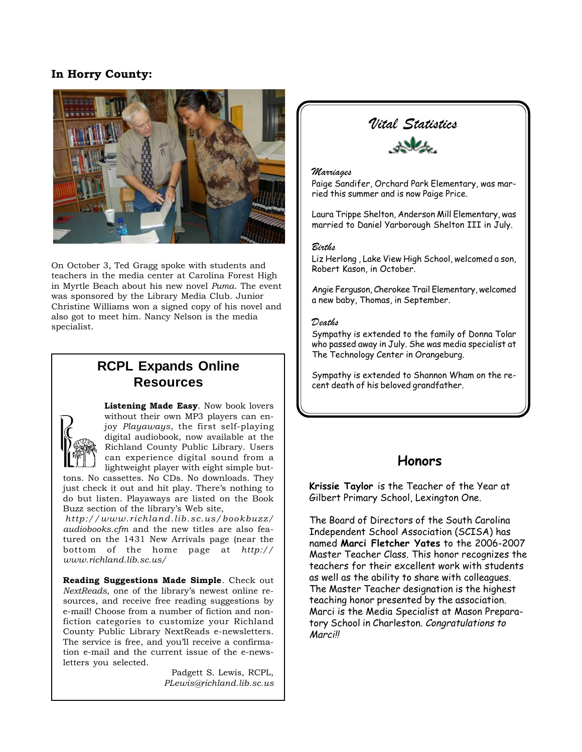**In Horry County:**

On October 3, Ted Gragg spoke with students and teachers in the media center at Carolina Forest High in Myrtle Beach about his new novel *Puma*. The event was sponsored by the Library Media Club. Junior Christine Williams won a signed copy of his novel and also got to meet him. Nancy Nelson is the media specialist.

## RCPL Expands Online Resources

**Listening Made Easy**. Now book lovers without their own MP3 players can enjoy *Playaways*, the first self-playing digital audiobook, now available at the Richland County Public Library. Users can experience digital sound from a lightweight player with eight simple buttons. No cassettes. No CDs. No downloads. They just check it out and hit play. There's nothing to do but listen. Playaways are listed on the Book Buzz section of the library's Web site, *http://www.richland.lib.sc.us/bookbuzz/audiobooks.cfm* and the new titles are also featured on the 1431 New Arrivals page (near the bottom of the home page at *http://www.richland.lib.sc.us/*

**Reading Suggestions Made Simple**. Check out *NextReads*, one of the library's newest online resources, and receive free reading suggestions by e-mail! Choose from a number of fiction and nonfiction categories to customize your Richland County Public Library NextReads e-newsletters. The service is free, and you'll receive a confirmation e-mail and the current issue of the e-newsletters you selected.

Padgett S. Lewis, RCPL,
*PLewis@richland.lib.sc.us*

## Vital Statistics

### Marriages

Paige Sandifer, Orchard Park Elementary, was married this summer and is now Paige Price.

Laura Trippe Shelton, Anderson Mill Elementary, was married to Daniel Yarborough Shelton III in July.

### Births

Liz Herlong , Lake View High School, welcomed a son, Robert Kason, in October.

Angie Ferguson, Cherokee Trail Elementary, welcomed a new baby, Thomas, in September.

### Deaths

Sympathy is extended to the family of Donna Tolar who passed away in July. She was media specialist at The Technology Center in Orangeburg.

Sympathy is extended to Shannon Wham on the recent death of his beloved grandfather.

## Honors

**Krissie Taylor** is the Teacher of the Year at Gilbert Primary School, Lexington One.

The Board of Directors of the South Carolina Independent School Association (SCISA) has named **Marci Fletcher Yates** to the 2006-2007 Master Teacher Class. This honor recognizes the teachers for their excellent work with students as well as the ability to share with colleagues. The Master Teacher designation is the highest teaching honor presented by the association. Marci is the Media Specialist at Mason Preparatory School in Charleston. *Congratulations to Marci!!*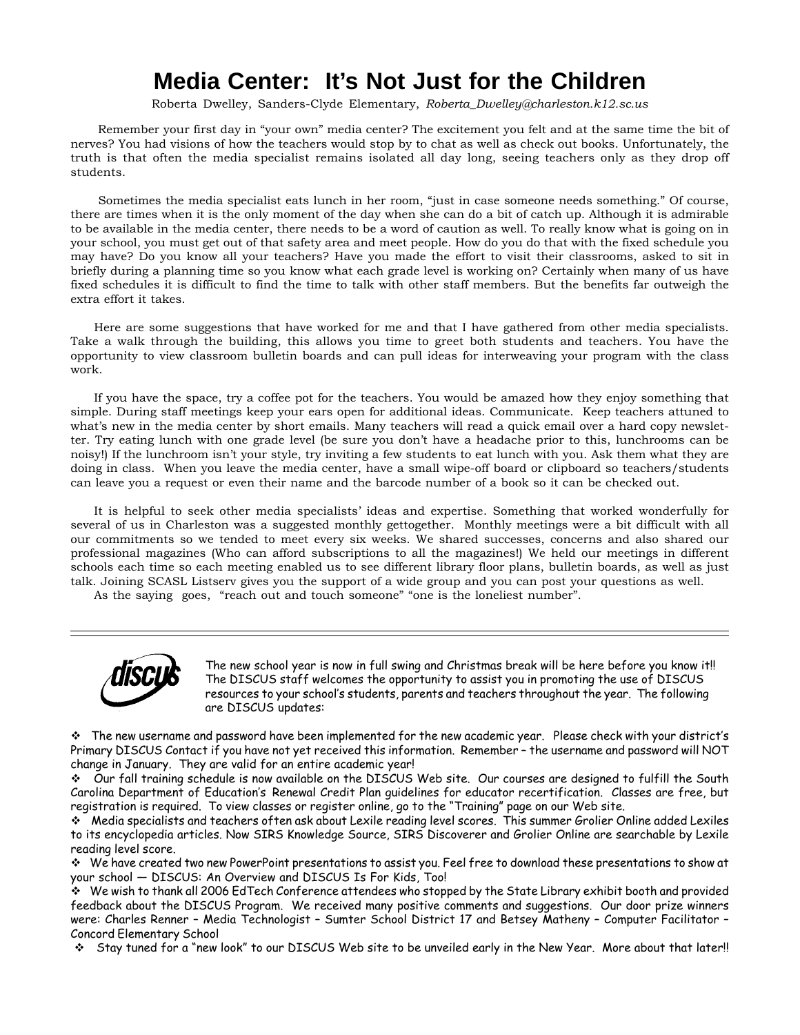# Media Center: It's Not Just for the Children

Roberta Dwelley, Sanders-Clyde Elementary, *Roberta_Dwelley@charleston.k12.sc.us*

Remember your first day in "your own" media center? The excitement you felt and at the same time the bit of nerves? You had visions of how the teachers would stop by to chat as well as check out books. Unfortunately, the truth is that often the media specialist remains isolated all day long, seeing teachers only as they drop off students.

Sometimes the media specialist eats lunch in her room, "just in case someone needs something." Of course, there are times when it is the only moment of the day when she can do a bit of catch up. Although it is admirable to be available in the media center, there needs to be a word of caution as well. To really know what is going on in your school, you must get out of that safety area and meet people. How do you do that with the fixed schedule you may have? Do you know all your teachers? Have you made the effort to visit their classrooms, asked to sit in briefly during a planning time so you know what each grade level is working on? Certainly when many of us have fixed schedules it is difficult to find the time to talk with other staff members. But the benefits far outweigh the extra effort it takes.

Here are some suggestions that have worked for me and that I have gathered from other media specialists. Take a walk through the building, this allows you time to greet both students and teachers. You have the opportunity to view classroom bulletin boards and can pull ideas for interweaving your program with the class work.

If you have the space, try a coffee pot for the teachers. You would be amazed how they enjoy something that simple. During staff meetings keep your ears open for additional ideas. Communicate. Keep teachers attuned to what's new in the media center by short emails. Many teachers will read a quick email over a hard copy newsletter. Try eating lunch with one grade level (be sure you don't have a headache prior to this, lunchrooms can be noisy!) If the lunchroom isn't your style, try inviting a few students to eat lunch with you. Ask them what they are doing in class. When you leave the media center, have a small wipe-off board or clipboard so teachers/students can leave you a request or even their name and the barcode number of a book so it can be checked out.

It is helpful to seek other media specialists' ideas and expertise. Something that worked wonderfully for several of us in Charleston was a suggested monthly gettogether. Monthly meetings were a bit difficult with all our commitments so we tended to meet every six weeks. We shared successes, concerns and also shared our professional magazines (Who can afford subscriptions to all the magazines!) We held our meetings in different schools each time so each meeting enabled us to see different library floor plans, bulletin boards, as well as just talk. Joining SCASL Listserv gives you the support of a wide group and you can post your questions as well.

As the saying goes, "reach out and touch someone" "one is the loneliest number".

---

The new school year is now in full swing and Christmas break will be here before you know it!! The DISCUS staff welcomes the opportunity to assist you in promoting the use of DISCUS resources to your school's students, parents and teachers throughout the year. The following are DISCUS updates:

- The new username and password have been implemented for the new academic year. Please check with your district's Primary DISCUS Contact if you have not yet received this information. Remember – the username and password will NOT change in January. They are valid for an entire academic year!
- Our fall training schedule is now available on the DISCUS Web site. Our courses are designed to fulfill the South Carolina Department of Education's Renewal Credit Plan guidelines for educator recertification. Classes are free, but registration is required. To view classes or register online, go to the "Training" page on our Web site.
- Media specialists and teachers often ask about Lexile reading level scores. This summer Grolier Online added Lexiles to its encyclopedia articles. Now SIRS Knowledge Source, SIRS Discoverer and Grolier Online are searchable by Lexile reading level score.
- We have created two new PowerPoint presentations to assist you. Feel free to download these presentations to show at your school — DISCUS: An Overview and DISCUS Is For Kids, Too!
- We wish to thank all 2006 EdTech Conference attendees who stopped by the State Library exhibit booth and provided feedback about the DISCUS Program. We received many positive comments and suggestions. Our door prize winners were: Charles Renner – Media Technologist – Sumter School District 17 and Betsey Matheny – Computer Facilitator – Concord Elementary School
- Stay tuned for a "new look" to our DISCUS Web site to be unveiled early in the New Year. More about that later!!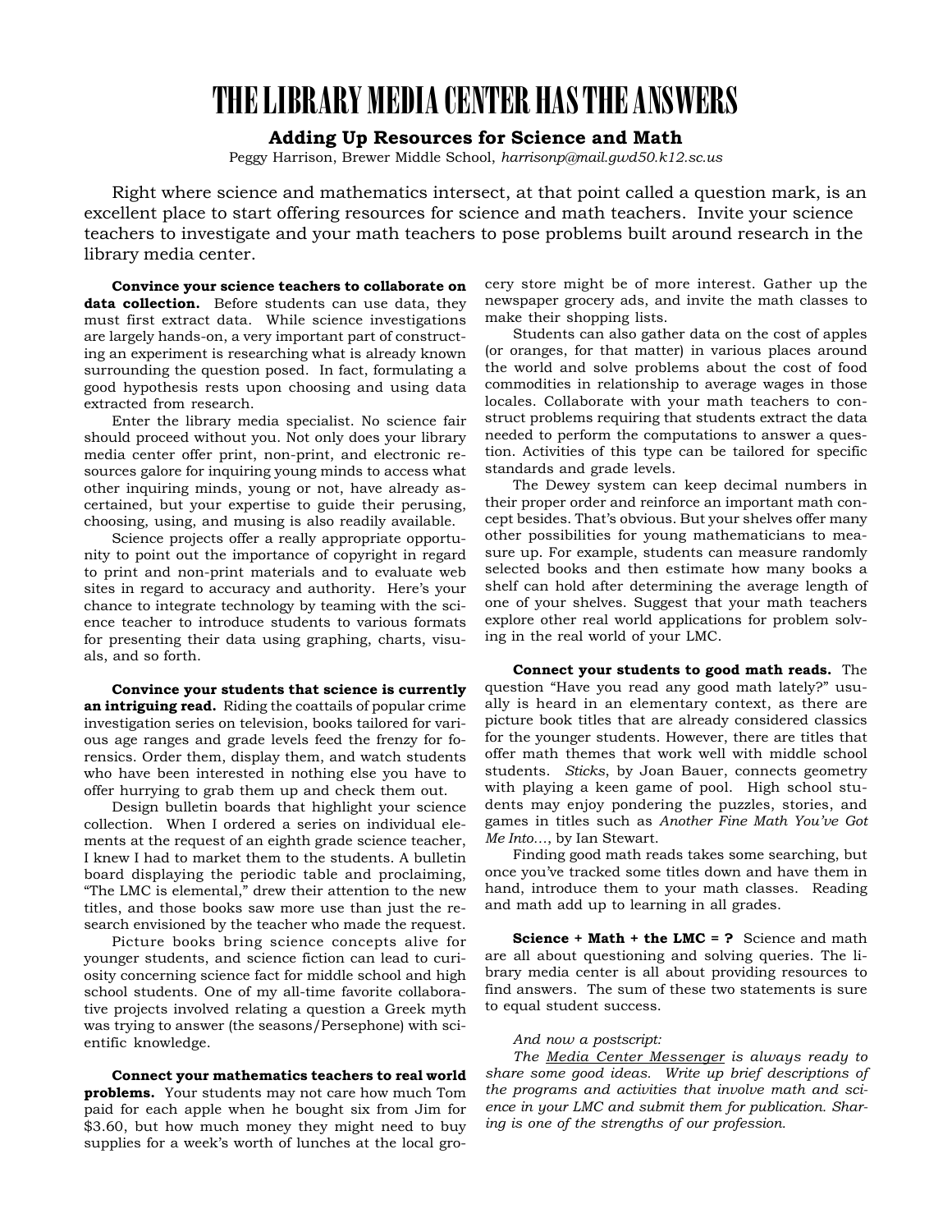# THE LIBRARY MEDIA CENTER HAS THE ANSWERS

## Adding Up Resources for Science and Math

Peggy Harrison, Brewer Middle School, *harrisonp@mail.gwd50.k12.sc.us*

Right where science and mathematics intersect, at that point called a question mark, is an excellent place to start offering resources for science and math teachers. Invite your science teachers to investigate and your math teachers to pose problems built around research in the library media center.

**Convince your science teachers to collaborate on data collection.** Before students can use data, they must first extract data. While science investigations are largely hands-on, a very important part of constructing an experiment is researching what is already known surrounding the question posed. In fact, formulating a good hypothesis rests upon choosing and using data extracted from research.

Enter the library media specialist. No science fair should proceed without you. Not only does your library media center offer print, non-print, and electronic resources galore for inquiring young minds to access what other inquiring minds, young or not, have already ascertained, but your expertise to guide their perusing, choosing, using, and musing is also readily available.

Science projects offer a really appropriate opportunity to point out the importance of copyright in regard to print and non-print materials and to evaluate web sites in regard to accuracy and authority. Here's your chance to integrate technology by teaming with the science teacher to introduce students to various formats for presenting their data using graphing, charts, visuals, and so forth.

**Convince your students that science is currently an intriguing read.** Riding the coattails of popular crime investigation series on television, books tailored for various age ranges and grade levels feed the frenzy for forensics. Order them, display them, and watch students who have been interested in nothing else you have to offer hurrying to grab them up and check them out.

Design bulletin boards that highlight your science collection. When I ordered a series on individual elements at the request of an eighth grade science teacher, I knew I had to market them to the students. A bulletin board displaying the periodic table and proclaiming, "The LMC is elemental," drew their attention to the new titles, and those books saw more use than just the research envisioned by the teacher who made the request.

Picture books bring science concepts alive for younger students, and science fiction can lead to curiosity concerning science fact for middle school and high school students. One of my all-time favorite collaborative projects involved relating a question a Greek myth was trying to answer (the seasons/Persephone) with scientific knowledge.

**Connect your mathematics teachers to real world problems.** Your students may not care how much Tom paid for each apple when he bought six from Jim for $3.60, but how much money they might need to buy supplies for a week's worth of lunches at the local grocery store might be of more interest. Gather up the newspaper grocery ads, and invite the math classes to make their shopping lists.

Students can also gather data on the cost of apples (or oranges, for that matter) in various places around the world and solve problems about the cost of food commodities in relationship to average wages in those locales. Collaborate with your math teachers to construct problems requiring that students extract the data needed to perform the computations to answer a question. Activities of this type can be tailored for specific standards and grade levels.

The Dewey system can keep decimal numbers in their proper order and reinforce an important math concept besides. That's obvious. But your shelves offer many other possibilities for young mathematicians to measure up. For example, students can measure randomly selected books and then estimate how many books a shelf can hold after determining the average length of one of your shelves. Suggest that your math teachers explore other real world applications for problem solving in the real world of your LMC.

**Connect your students to good math reads.** The question "Have you read any good math lately?" usually is heard in an elementary context, as there are picture book titles that are already considered classics for the younger students. However, there are titles that offer math themes that work well with middle school students. *Sticks*, by Joan Bauer, connects geometry with playing a keen game of pool. High school students may enjoy pondering the puzzles, stories, and games in titles such as *Another Fine Math You've Got Me Into…*, by Ian Stewart.

Finding good math reads takes some searching, but once you've tracked some titles down and have them in hand, introduce them to your math classes. Reading and math add up to learning in all grades.

**Science + Math + the LMC = ?** Science and math are all about questioning and solving queries. The library media center is all about providing resources to find answers. The sum of these two statements is sure to equal student success.

*And now a postscript:*

*The Media Center Messenger is always ready to share some good ideas. Write up brief descriptions of the programs and activities that involve math and science in your LMC and submit them for publication. Sharing is one of the strengths of our profession.*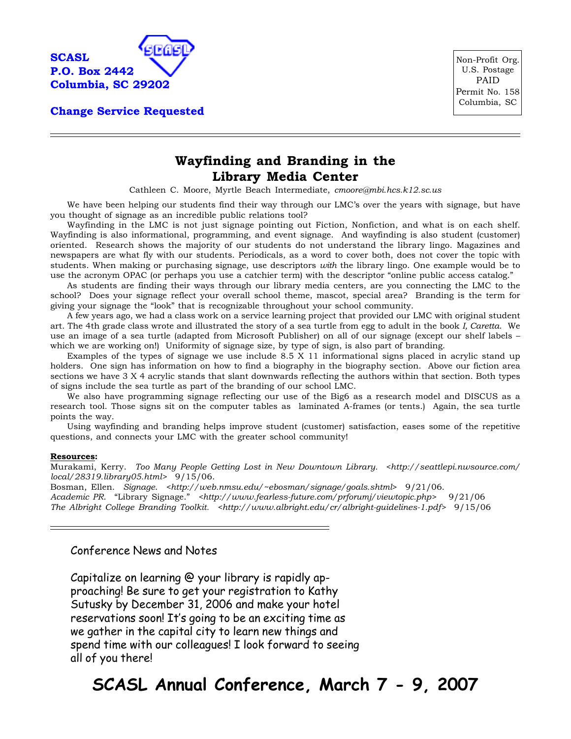**SCASL**
**P.O. Box 2442**
**Columbia, SC 29202**

**Change Service Requested**

Non-Profit Org.
U.S. Postage
PAID
Permit No. 158
Columbia, SC

# Wayfinding and Branding in the Library Media Center

Cathleen C. Moore, Myrtle Beach Intermediate, *cmoore@mbi.hcs.k12.sc.us*

We have been helping our students find their way through our LMC's over the years with signage, but have you thought of signage as an incredible public relations tool?

Wayfinding in the LMC is not just signage pointing out Fiction, Nonfiction, and what is on each shelf. Wayfinding is also informational, programming, and event signage. And wayfinding is also student (customer) oriented. Research shows the majority of our students do not understand the library lingo. Magazines and newspapers are what fly with our students. Periodicals, as a word to cover both, does not cover the topic with students. When making or purchasing signage, use descriptors *with* the library lingo. One example would be to use the acronym OPAC (or perhaps you use a catchier term) with the descriptor "online public access catalog."

As students are finding their ways through our library media centers, are you connecting the LMC to the school? Does your signage reflect your overall school theme, mascot, special area? Branding is the term for giving your signage the "look" that is recognizable throughout your school community.

A few years ago, we had a class work on a service learning project that provided our LMC with original student art. The 4th grade class wrote and illustrated the story of a sea turtle from egg to adult in the book *I, Caretta*. We use an image of a sea turtle (adapted from Microsoft Publisher) on all of our signage (except our shelf labels – which we are working on!) Uniformity of signage size, by type of sign, is also part of branding.

Examples of the types of signage we use include 8.5 X 11 informational signs placed in acrylic stand up holders. One sign has information on how to find a biography in the biography section. Above our fiction area sections we have 3 X 4 acrylic stands that slant downwards reflecting the authors within that section. Both types of signs include the sea turtle as part of the branding of our school LMC.

We also have programming signage reflecting our use of the Big6 as a research model and DISCUS as a research tool. Those signs sit on the computer tables as laminated A-frames (or tents.) Again, the sea turtle points the way.

Using wayfinding and branding helps improve student (customer) satisfaction, eases some of the repetitive questions, and connects your LMC with the greater school community!

**Resources:**

Murakami, Kerry. *Too Many People Getting Lost in New Downtown Library.* <*http://seattlepi.nwsource.com/local/28319.library05.html*> 9/15/06.

Bosman, Ellen. *Signage.* <*http://web.nmsu.edu/~ebosman/signage/goals.shtml*> 9/21/06.

*Academic PR.* "Library Signage." <*http://www.fearless-future.com/prforumj/viewtopic.php*> 9/21/06

*The Albright College Branding Toolkit.* <*http://www.albright.edu/cr/albright-guidelines-1.pdf*> 9/15/06

## Conference News and Notes

Capitalize on learning @ your library is rapidly approaching! Be sure to get your registration to Kathy Sutusky by December 31, 2006 and make your hotel reservations soon! It's going to be an exciting time as we gather in the capital city to learn new things and spend time with our colleagues! I look forward to seeing all of you there!

# SCASL Annual Conference, March 7 - 9, 2007